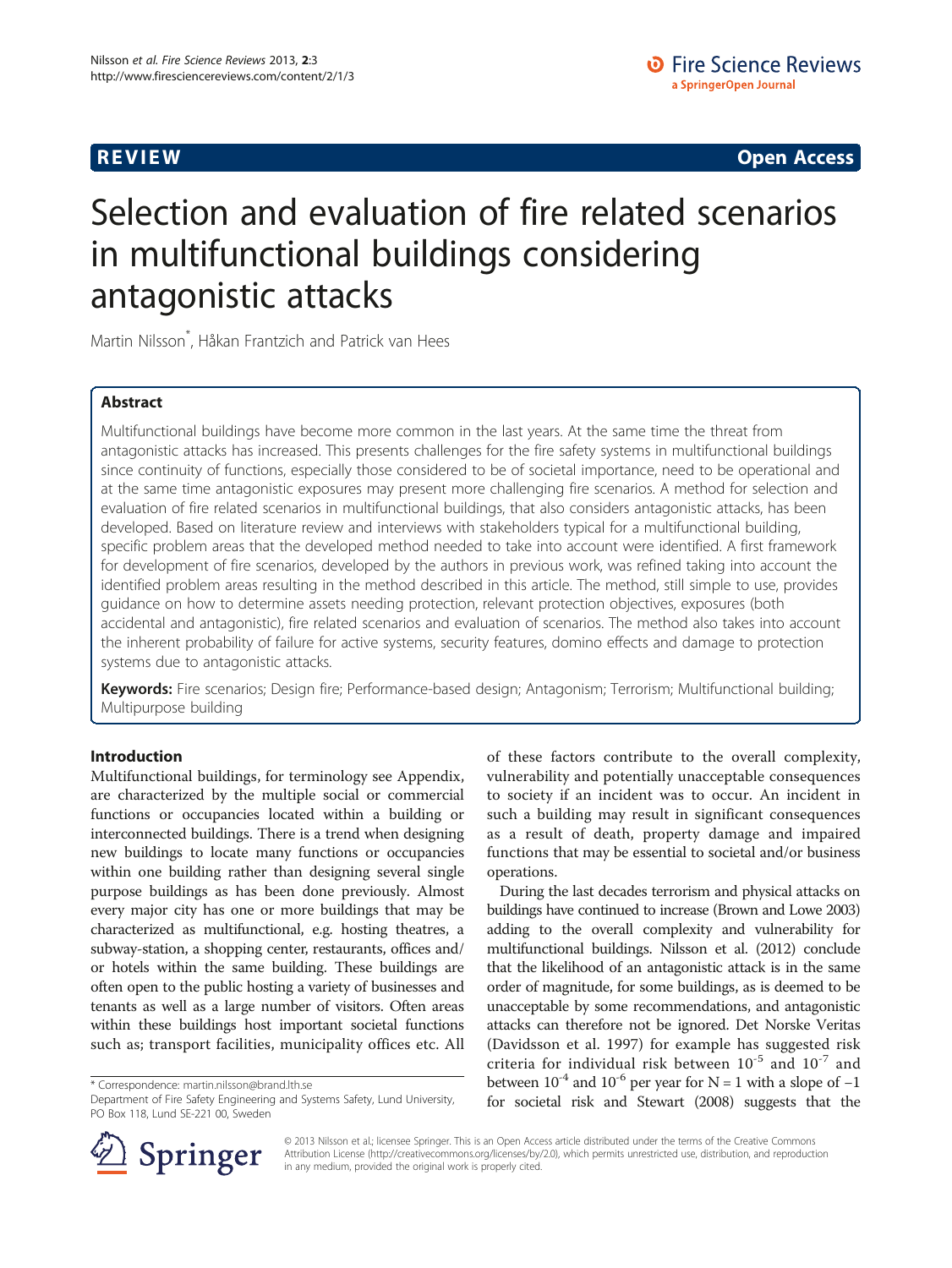**REVIEW** **Open Access**

# Selection and evaluation of fire related scenarios in multifunctional buildings considering antagonistic attacks

Martin Nilsson*, Håkan Frantzich and Patrick van Hees

## Abstract

Multifunctional buildings have become more common in the last years. At the same time the threat from antagonistic attacks has increased. This presents challenges for the fire safety systems in multifunctional buildings since continuity of functions, especially those considered to be of societal importance, need to be operational and at the same time antagonistic exposures may present more challenging fire scenarios. A method for selection and evaluation of fire related scenarios in multifunctional buildings, that also considers antagonistic attacks, has been developed. Based on literature review and interviews with stakeholders typical for a multifunctional building, specific problem areas that the developed method needed to take into account were identified. A first framework for development of fire scenarios, developed by the authors in previous work, was refined taking into account the identified problem areas resulting in the method described in this article. The method, still simple to use, provides guidance on how to determine assets needing protection, relevant protection objectives, exposures (both accidental and antagonistic), fire related scenarios and evaluation of scenarios. The method also takes into account the inherent probability of failure for active systems, security features, domino effects and damage to protection systems due to antagonistic attacks.

**Keywords:** Fire scenarios; Design fire; Performance-based design; Antagonism; Terrorism; Multifunctional building; Multipurpose building

## Introduction

Multifunctional buildings, for terminology see Appendix, are characterized by the multiple social or commercial functions or occupancies located within a building or interconnected buildings. There is a trend when designing new buildings to locate many functions or occupancies within one building rather than designing several single purpose buildings as has been done previously. Almost every major city has one or more buildings that may be characterized as multifunctional, e.g. hosting theatres, a subway-station, a shopping center, restaurants, offices and/or hotels within the same building. These buildings are often open to the public hosting a variety of businesses and tenants as well as a large number of visitors. Often areas within these buildings host important societal functions such as; transport facilities, municipality offices etc. All of these factors contribute to the overall complexity, vulnerability and potentially unacceptable consequences to society if an incident was to occur. An incident in such a building may result in significant consequences as a result of death, property damage and impaired functions that may be essential to societal and/or business operations.

During the last decades terrorism and physical attacks on buildings have continued to increase (Brown and Lowe 2003) adding to the overall complexity and vulnerability for multifunctional buildings. Nilsson et al. (2012) conclude that the likelihood of an antagonistic attack is in the same order of magnitude, for some buildings, as is deemed to be unacceptable by some recommendations, and antagonistic attacks can therefore not be ignored. Det Norske Veritas (Davidsson et al. 1997) for example has suggested risk criteria for individual risk between $10^{-5}$ and $10^{-7}$ and between $10^{-4}$ and $10^{-6}$ per year for N = 1 with a slope of −1 for societal risk and Stewart (2008) suggests that the

\* Correspondence: martin.nilsson@brand.lth.se
Department of Fire Safety Engineering and Systems Safety, Lund University, PO Box 118, Lund SE-221 00, Sweden

© 2013 Nilsson et al.; licensee Springer. This is an Open Access article distributed under the terms of the Creative Commons Attribution License (http://creativecommons.org/licenses/by/2.0), which permits unrestricted use, distribution, and reproduction in any medium, provided the original work is properly cited.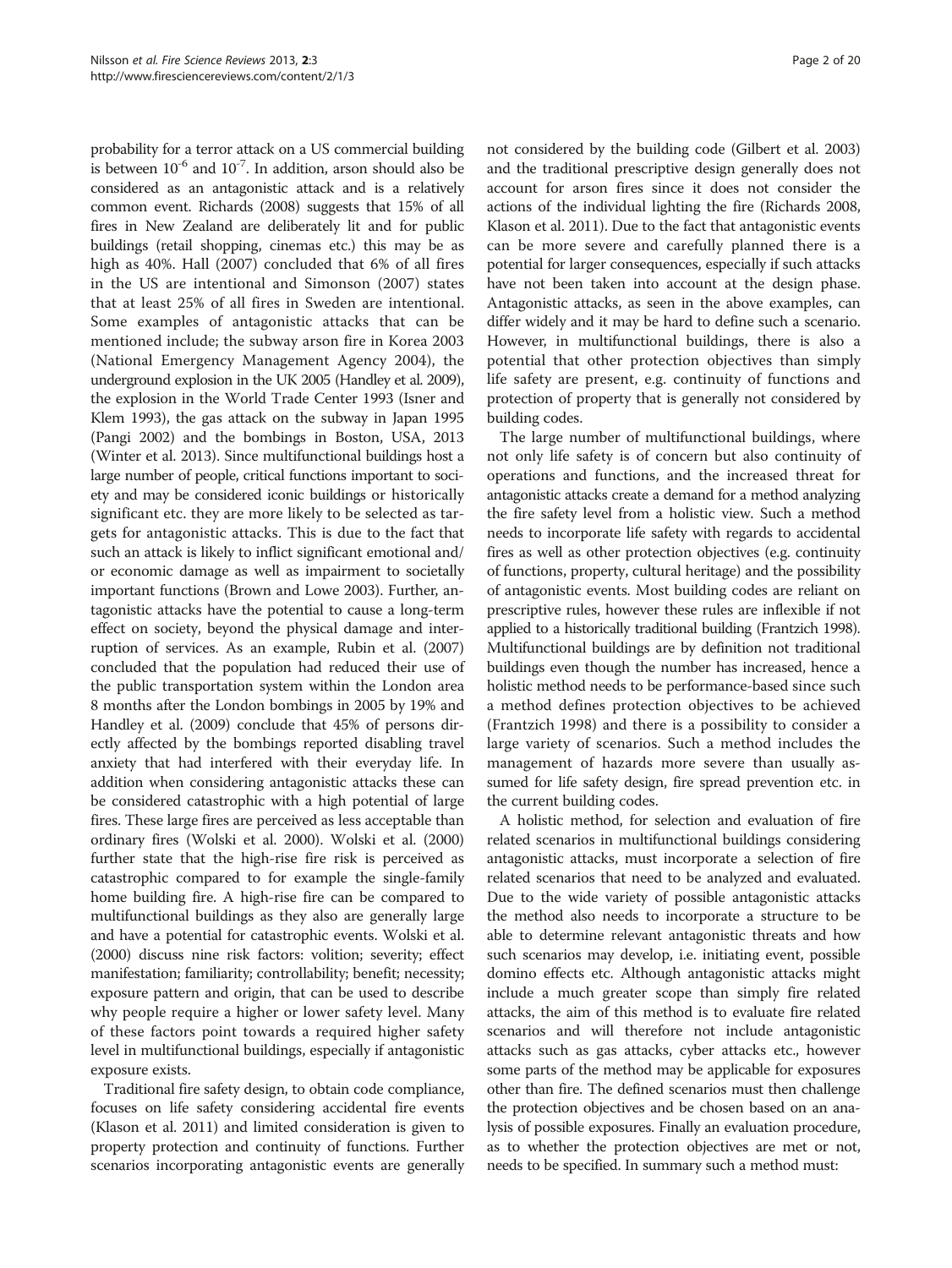probability for a terror attack on a US commercial building is between $10^{-6}$ and $10^{-7}$. In addition, arson should also be considered as an antagonistic attack and is a relatively common event. Richards (2008) suggests that 15% of all fires in New Zealand are deliberately lit and for public buildings (retail shopping, cinemas etc.) this may be as high as 40%. Hall (2007) concluded that 6% of all fires in the US are intentional and Simonson (2007) states that at least 25% of all fires in Sweden are intentional. Some examples of antagonistic attacks that can be mentioned include; the subway arson fire in Korea 2003 (National Emergency Management Agency 2004), the underground explosion in the UK 2005 (Handley et al. 2009), the explosion in the World Trade Center 1993 (Isner and Klem 1993), the gas attack on the subway in Japan 1995 (Pangi 2002) and the bombings in Boston, USA, 2013 (Winter et al. 2013). Since multifunctional buildings host a large number of people, critical functions important to society and may be considered iconic buildings or historically significant etc. they are more likely to be selected as targets for antagonistic attacks. This is due to the fact that such an attack is likely to inflict significant emotional and/or economic damage as well as impairment to societally important functions (Brown and Lowe 2003). Further, antagonistic attacks have the potential to cause a long-term effect on society, beyond the physical damage and interruption of services. As an example, Rubin et al. (2007) concluded that the population had reduced their use of the public transportation system within the London area 8 months after the London bombings in 2005 by 19% and Handley et al. (2009) conclude that 45% of persons directly affected by the bombings reported disabling travel anxiety that had interfered with their everyday life. In addition when considering antagonistic attacks these can be considered catastrophic with a high potential of large fires. These large fires are perceived as less acceptable than ordinary fires (Wolski et al. 2000). Wolski et al. (2000) further state that the high-rise fire risk is perceived as catastrophic compared to for example the single-family home building fire. A high-rise fire can be compared to multifunctional buildings as they also are generally large and have a potential for catastrophic events. Wolski et al. (2000) discuss nine risk factors: volition; severity; effect manifestation; familiarity; controllability; benefit; necessity; exposure pattern and origin, that can be used to describe why people require a higher or lower safety level. Many of these factors point towards a required higher safety level in multifunctional buildings, especially if antagonistic exposure exists.

Traditional fire safety design, to obtain code compliance, focuses on life safety considering accidental fire events (Klason et al. 2011) and limited consideration is given to property protection and continuity of functions. Further scenarios incorporating antagonistic events are generally not considered by the building code (Gilbert et al. 2003) and the traditional prescriptive design generally does not account for arson fires since it does not consider the actions of the individual lighting the fire (Richards 2008, Klason et al. 2011). Due to the fact that antagonistic events can be more severe and carefully planned there is a potential for larger consequences, especially if such attacks have not been taken into account at the design phase. Antagonistic attacks, as seen in the above examples, can differ widely and it may be hard to define such a scenario. However, in multifunctional buildings, there is also a potential that other protection objectives than simply life safety are present, e.g. continuity of functions and protection of property that is generally not considered by building codes.

The large number of multifunctional buildings, where not only life safety is of concern but also continuity of operations and functions, and the increased threat for antagonistic attacks create a demand for a method analyzing the fire safety level from a holistic view. Such a method needs to incorporate life safety with regards to accidental fires as well as other protection objectives (e.g. continuity of functions, property, cultural heritage) and the possibility of antagonistic events. Most building codes are reliant on prescriptive rules, however these rules are inflexible if not applied to a historically traditional building (Frantzich 1998). Multifunctional buildings are by definition not traditional buildings even though the number has increased, hence a holistic method needs to be performance-based since such a method defines protection objectives to be achieved (Frantzich 1998) and there is a possibility to consider a large variety of scenarios. Such a method includes the management of hazards more severe than usually assumed for life safety design, fire spread prevention etc. in the current building codes.

A holistic method, for selection and evaluation of fire related scenarios in multifunctional buildings considering antagonistic attacks, must incorporate a selection of fire related scenarios that need to be analyzed and evaluated. Due to the wide variety of possible antagonistic attacks the method also needs to incorporate a structure to be able to determine relevant antagonistic threats and how such scenarios may develop, i.e. initiating event, possible domino effects etc. Although antagonistic attacks might include a much greater scope than simply fire related attacks, the aim of this method is to evaluate fire related scenarios and will therefore not include antagonistic attacks such as gas attacks, cyber attacks etc., however some parts of the method may be applicable for exposures other than fire. The defined scenarios must then challenge the protection objectives and be chosen based on an analysis of possible exposures. Finally an evaluation procedure, as to whether the protection objectives are met or not, needs to be specified. In summary such a method must: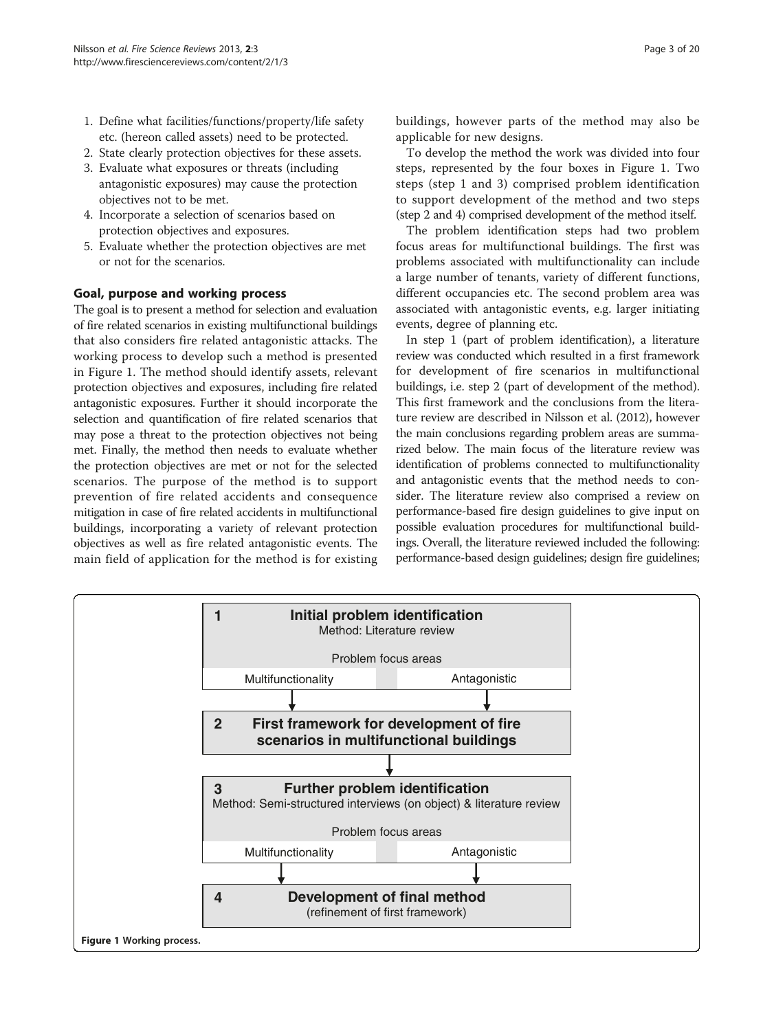1. Define what facilities/functions/property/life safety etc. (hereon called assets) need to be protected.
2. State clearly protection objectives for these assets.
3. Evaluate what exposures or threats (including antagonistic exposures) may cause the protection objectives not to be met.
4. Incorporate a selection of scenarios based on protection objectives and exposures.
5. Evaluate whether the protection objectives are met or not for the scenarios.

## Goal, purpose and working process

The goal is to present a method for selection and evaluation of fire related scenarios in existing multifunctional buildings that also considers fire related antagonistic attacks. The working process to develop such a method is presented in Figure 1. The method should identify assets, relevant protection objectives and exposures, including fire related antagonistic exposures. Further it should incorporate the selection and quantification of fire related scenarios that may pose a threat to the protection objectives not being met. Finally, the method then needs to evaluate whether the protection objectives are met or not for the selected scenarios. The purpose of the method is to support prevention of fire related accidents and consequence mitigation in case of fire related accidents in multifunctional buildings, incorporating a variety of relevant protection objectives as well as fire related antagonistic events. The main field of application for the method is for existing buildings, however parts of the method may also be applicable for new designs.

To develop the method the work was divided into four steps, represented by the four boxes in Figure 1. Two steps (step 1 and 3) comprised problem identification to support development of the method and two steps (step 2 and 4) comprised development of the method itself.

The problem identification steps had two problem focus areas for multifunctional buildings. The first was problems associated with multifunctionality can include a large number of tenants, variety of different functions, different occupancies etc. The second problem area was associated with antagonistic events, e.g. larger initiating events, degree of planning etc.

In step 1 (part of problem identification), a literature review was conducted which resulted in a first framework for development of fire scenarios in multifunctional buildings, i.e. step 2 (part of development of the method). This first framework and the conclusions from the literature review are described in Nilsson et al. (2012), however the main conclusions regarding problem areas are summarized below. The main focus of the literature review was identification of problems connected to multifunctionality and antagonistic events that the method needs to consider. The literature review also comprised a review on performance-based fire design guidelines to give input on possible evaluation procedures for multifunctional buildings. Overall, the literature reviewed included the following: performance-based design guidelines; design fire guidelines;

**1 Initial problem identification**
Method: Literature review
Problem focus areas: Multifunctionality | Antagonistic

**2 First framework for development of fire scenarios in multifunctional buildings**

**3 Further problem identification**
Method: Semi-structured interviews (on object) & literature review
Problem focus areas: Multifunctionality | Antagonistic

**4 Development of final method**
(refinement of first framework)

**Figure 1** Working process.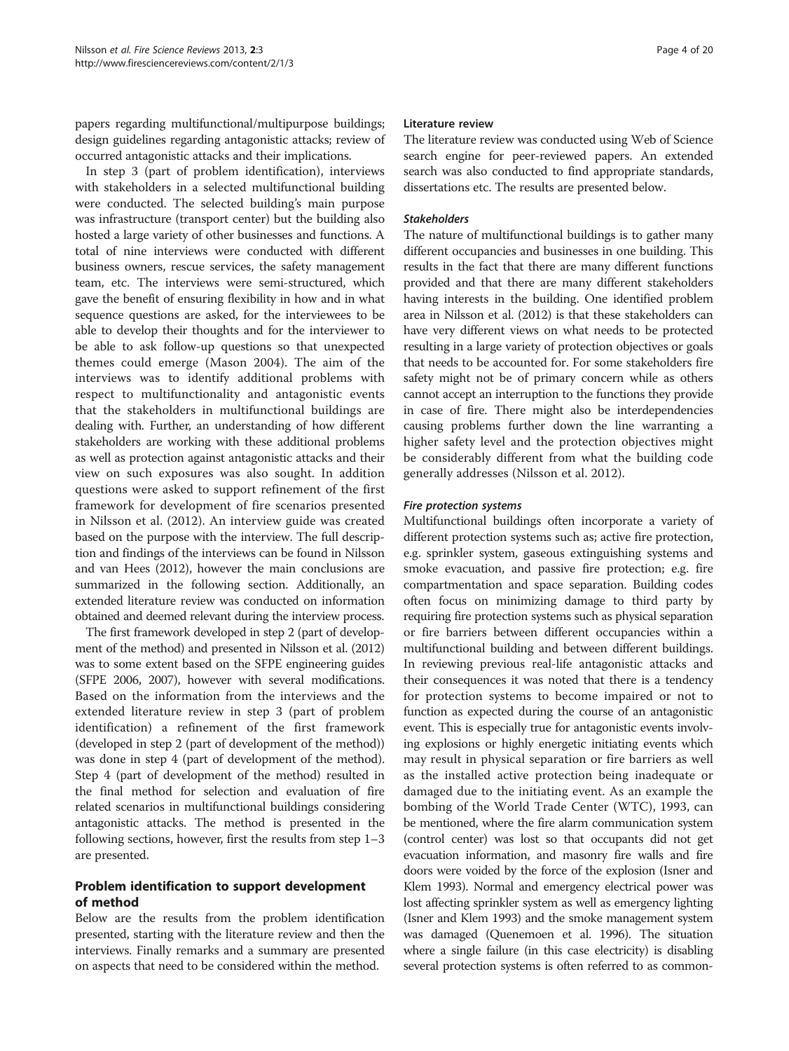papers regarding multifunctional/multipurpose buildings; design guidelines regarding antagonistic attacks; review of occurred antagonistic attacks and their implications.

In step 3 (part of problem identification), interviews with stakeholders in a selected multifunctional building were conducted. The selected building's main purpose was infrastructure (transport center) but the building also hosted a large variety of other businesses and functions. A total of nine interviews were conducted with different business owners, rescue services, the safety management team, etc. The interviews were semi-structured, which gave the benefit of ensuring flexibility in how and in what sequence questions are asked, for the interviewees to be able to develop their thoughts and for the interviewer to be able to ask follow-up questions so that unexpected themes could emerge (Mason 2004). The aim of the interviews was to identify additional problems with respect to multifunctionality and antagonistic events that the stakeholders in multifunctional buildings are dealing with. Further, an understanding of how different stakeholders are working with these additional problems as well as protection against antagonistic attacks and their view on such exposures was also sought. In addition questions were asked to support refinement of the first framework for development of fire scenarios presented in Nilsson et al. (2012). An interview guide was created based on the purpose with the interview. The full description and findings of the interviews can be found in Nilsson and van Hees (2012), however the main conclusions are summarized in the following section. Additionally, an extended literature review was conducted on information obtained and deemed relevant during the interview process.

The first framework developed in step 2 (part of development of the method) and presented in Nilsson et al. (2012) was to some extent based on the SFPE engineering guides (SFPE 2006, 2007), however with several modifications. Based on the information from the interviews and the extended literature review in step 3 (part of problem identification) a refinement of the first framework (developed in step 2 (part of development of the method)) was done in step 4 (part of development of the method). Step 4 (part of development of the method) resulted in the final method for selection and evaluation of fire related scenarios in multifunctional buildings considering antagonistic attacks. The method is presented in the following sections, however, first the results from step 1–3 are presented.

## Problem identification to support development of method

Below are the results from the problem identification presented, starting with the literature review and then the interviews. Finally remarks and a summary are presented on aspects that need to be considered within the method.

### Literature review

The literature review was conducted using Web of Science search engine for peer-reviewed papers. An extended search was also conducted to find appropriate standards, dissertations etc. The results are presented below.

#### *Stakeholders*

The nature of multifunctional buildings is to gather many different occupancies and businesses in one building. This results in the fact that there are many different functions provided and that there are many different stakeholders having interests in the building. One identified problem area in Nilsson et al. (2012) is that these stakeholders can have very different views on what needs to be protected resulting in a large variety of protection objectives or goals that needs to be accounted for. For some stakeholders fire safety might not be of primary concern while as others cannot accept an interruption to the functions they provide in case of fire. There might also be interdependencies causing problems further down the line warranting a higher safety level and the protection objectives might be considerably different from what the building code generally addresses (Nilsson et al. 2012).

#### *Fire protection systems*

Multifunctional buildings often incorporate a variety of different protection systems such as; active fire protection, e.g. sprinkler system, gaseous extinguishing systems and smoke evacuation, and passive fire protection; e.g. fire compartmentation and space separation. Building codes often focus on minimizing damage to third party by requiring fire protection systems such as physical separation or fire barriers between different occupancies within a multifunctional building and between different buildings. In reviewing previous real-life antagonistic attacks and their consequences it was noted that there is a tendency for protection systems to become impaired or not to function as expected during the course of an antagonistic event. This is especially true for antagonistic events involving explosions or highly energetic initiating events which may result in physical separation or fire barriers as well as the installed active protection being inadequate or damaged due to the initiating event. As an example the bombing of the World Trade Center (WTC), 1993, can be mentioned, where the fire alarm communication system (control center) was lost so that occupants did not get evacuation information, and masonry fire walls and fire doors were voided by the force of the explosion (Isner and Klem 1993). Normal and emergency electrical power was lost affecting sprinkler system as well as emergency lighting (Isner and Klem 1993) and the smoke management system was damaged (Quenemoen et al. 1996). The situation where a single failure (in this case electricity) is disabling several protection systems is often referred to as common-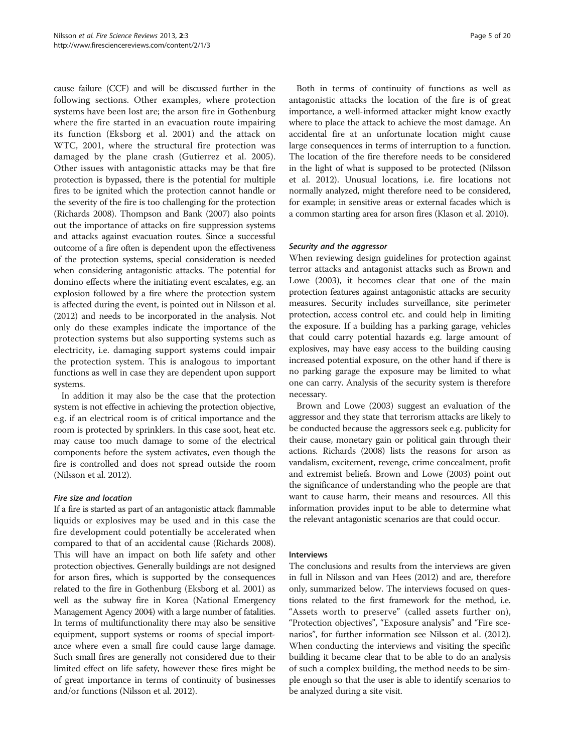cause failure (CCF) and will be discussed further in the following sections. Other examples, where protection systems have been lost are; the arson fire in Gothenburg where the fire started in an evacuation route impairing its function (Eksborg et al. 2001) and the attack on WTC, 2001, where the structural fire protection was damaged by the plane crash (Gutierrez et al. 2005). Other issues with antagonistic attacks may be that fire protection is bypassed, there is the potential for multiple fires to be ignited which the protection cannot handle or the severity of the fire is too challenging for the protection (Richards 2008). Thompson and Bank (2007) also points out the importance of attacks on fire suppression systems and attacks against evacuation routes. Since a successful outcome of a fire often is dependent upon the effectiveness of the protection systems, special consideration is needed when considering antagonistic attacks. The potential for domino effects where the initiating event escalates, e.g. an explosion followed by a fire where the protection system is affected during the event, is pointed out in Nilsson et al. (2012) and needs to be incorporated in the analysis. Not only do these examples indicate the importance of the protection systems but also supporting systems such as electricity, i.e. damaging support systems could impair the protection system. This is analogous to important functions as well in case they are dependent upon support systems.

In addition it may also be the case that the protection system is not effective in achieving the protection objective, e.g. if an electrical room is of critical importance and the room is protected by sprinklers. In this case soot, heat etc. may cause too much damage to some of the electrical components before the system activates, even though the fire is controlled and does not spread outside the room (Nilsson et al. 2012).

#### *Fire size and location*

If a fire is started as part of an antagonistic attack flammable liquids or explosives may be used and in this case the fire development could potentially be accelerated when compared to that of an accidental cause (Richards 2008). This will have an impact on both life safety and other protection objectives. Generally buildings are not designed for arson fires, which is supported by the consequences related to the fire in Gothenburg (Eksborg et al. 2001) as well as the subway fire in Korea (National Emergency Management Agency 2004) with a large number of fatalities. In terms of multifunctionality there may also be sensitive equipment, support systems or rooms of special importance where even a small fire could cause large damage. Such small fires are generally not considered due to their limited effect on life safety, however these fires might be of great importance in terms of continuity of businesses and/or functions (Nilsson et al. 2012).

Both in terms of continuity of functions as well as antagonistic attacks the location of the fire is of great importance, a well-informed attacker might know exactly where to place the attack to achieve the most damage. An accidental fire at an unfortunate location might cause large consequences in terms of interruption to a function. The location of the fire therefore needs to be considered in the light of what is supposed to be protected (Nilsson et al. 2012). Unusual locations, i.e. fire locations not normally analyzed, might therefore need to be considered, for example; in sensitive areas or external facades which is a common starting area for arson fires (Klason et al. 2010).

#### *Security and the aggressor*

When reviewing design guidelines for protection against terror attacks and antagonist attacks such as Brown and Lowe (2003), it becomes clear that one of the main protection features against antagonistic attacks are security measures. Security includes surveillance, site perimeter protection, access control etc. and could help in limiting the exposure. If a building has a parking garage, vehicles that could carry potential hazards e.g. large amount of explosives, may have easy access to the building causing increased potential exposure, on the other hand if there is no parking garage the exposure may be limited to what one can carry. Analysis of the security system is therefore necessary.

Brown and Lowe (2003) suggest an evaluation of the aggressor and they state that terrorism attacks are likely to be conducted because the aggressors seek e.g. publicity for their cause, monetary gain or political gain through their actions. Richards (2008) lists the reasons for arson as vandalism, excitement, revenge, crime concealment, profit and extremist beliefs. Brown and Lowe (2003) point out the significance of understanding who the people are that want to cause harm, their means and resources. All this information provides input to be able to determine what the relevant antagonistic scenarios are that could occur.

### Interviews

The conclusions and results from the interviews are given in full in Nilsson and van Hees (2012) and are, therefore only, summarized below. The interviews focused on questions related to the first framework for the method, i.e. "Assets worth to preserve" (called assets further on), "Protection objectives", "Exposure analysis" and "Fire scenarios", for further information see Nilsson et al. (2012). When conducting the interviews and visiting the specific building it became clear that to be able to do an analysis of such a complex building, the method needs to be simple enough so that the user is able to identify scenarios to be analyzed during a site visit.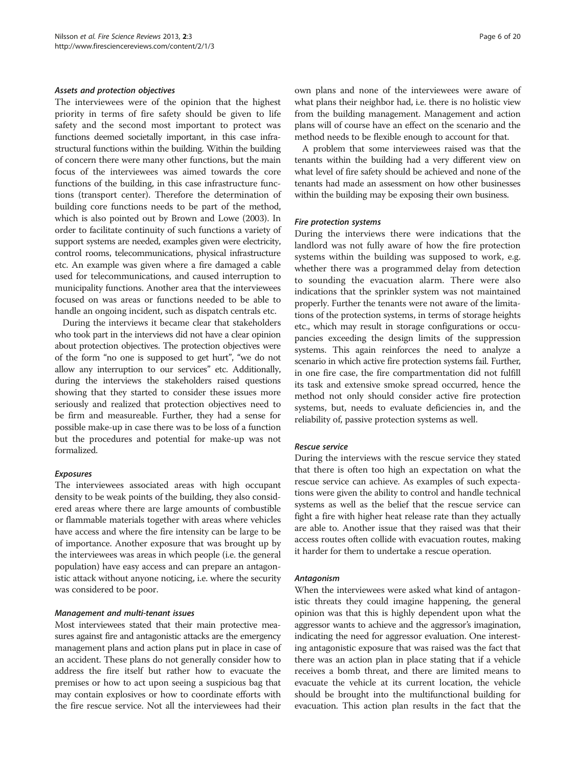#### *Assets and protection objectives*

The interviewees were of the opinion that the highest priority in terms of fire safety should be given to life safety and the second most important to protect was functions deemed societally important, in this case infrastructural functions within the building. Within the building of concern there were many other functions, but the main focus of the interviewees was aimed towards the core functions of the building, in this case infrastructure functions (transport center). Therefore the determination of building core functions needs to be part of the method, which is also pointed out by Brown and Lowe (2003). In order to facilitate continuity of such functions a variety of support systems are needed, examples given were electricity, control rooms, telecommunications, physical infrastructure etc. An example was given where a fire damaged a cable used for telecommunications, and caused interruption to municipality functions. Another area that the interviewees focused on was areas or functions needed to be able to handle an ongoing incident, such as dispatch centrals etc.

During the interviews it became clear that stakeholders who took part in the interviews did not have a clear opinion about protection objectives. The protection objectives were of the form "no one is supposed to get hurt", "we do not allow any interruption to our services" etc. Additionally, during the interviews the stakeholders raised questions showing that they started to consider these issues more seriously and realized that protection objectives need to be firm and measureable. Further, they had a sense for possible make-up in case there was to be loss of a function but the procedures and potential for make-up was not formalized.

#### *Exposures*

The interviewees associated areas with high occupant density to be weak points of the building, they also considered areas where there are large amounts of combustible or flammable materials together with areas where vehicles have access and where the fire intensity can be large to be of importance. Another exposure that was brought up by the interviewees was areas in which people (i.e. the general population) have easy access and can prepare an antagonistic attack without anyone noticing, i.e. where the security was considered to be poor.

#### *Management and multi-tenant issues*

Most interviewees stated that their main protective measures against fire and antagonistic attacks are the emergency management plans and action plans put in place in case of an accident. These plans do not generally consider how to address the fire itself but rather how to evacuate the premises or how to act upon seeing a suspicious bag that may contain explosives or how to coordinate efforts with the fire rescue service. Not all the interviewees had their own plans and none of the interviewees were aware of what plans their neighbor had, i.e. there is no holistic view from the building management. Management and action plans will of course have an effect on the scenario and the method needs to be flexible enough to account for that.

A problem that some interviewees raised was that the tenants within the building had a very different view on what level of fire safety should be achieved and none of the tenants had made an assessment on how other businesses within the building may be exposing their own business.

#### *Fire protection systems*

During the interviews there were indications that the landlord was not fully aware of how the fire protection systems within the building was supposed to work, e.g. whether there was a programmed delay from detection to sounding the evacuation alarm. There were also indications that the sprinkler system was not maintained properly. Further the tenants were not aware of the limitations of the protection systems, in terms of storage heights etc., which may result in storage configurations or occupancies exceeding the design limits of the suppression systems. This again reinforces the need to analyze a scenario in which active fire protection systems fail. Further, in one fire case, the fire compartmentation did not fulfill its task and extensive smoke spread occurred, hence the method not only should consider active fire protection systems, but, needs to evaluate deficiencies in, and the reliability of, passive protection systems as well.

#### *Rescue service*

During the interviews with the rescue service they stated that there is often too high an expectation on what the rescue service can achieve. As examples of such expectations were given the ability to control and handle technical systems as well as the belief that the rescue service can fight a fire with higher heat release rate than they actually are able to. Another issue that they raised was that their access routes often collide with evacuation routes, making it harder for them to undertake a rescue operation.

#### *Antagonism*

When the interviewees were asked what kind of antagonistic threats they could imagine happening, the general opinion was that this is highly dependent upon what the aggressor wants to achieve and the aggressor's imagination, indicating the need for aggressor evaluation. One interesting antagonistic exposure that was raised was the fact that there was an action plan in place stating that if a vehicle receives a bomb threat, and there are limited means to evacuate the vehicle at its current location, the vehicle should be brought into the multifunctional building for evacuation. This action plan results in the fact that the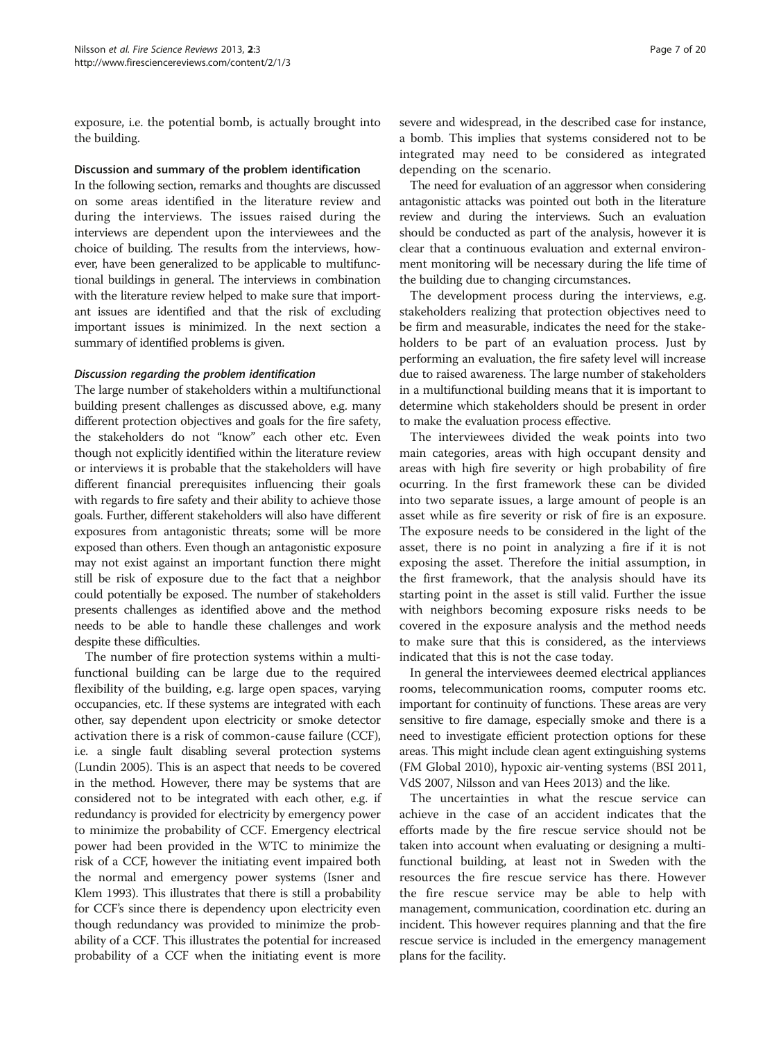exposure, i.e. the potential bomb, is actually brought into the building.

### Discussion and summary of the problem identification

In the following section, remarks and thoughts are discussed on some areas identified in the literature review and during the interviews. The issues raised during the interviews are dependent upon the interviewees and the choice of building. The results from the interviews, however, have been generalized to be applicable to multifunctional buildings in general. The interviews in combination with the literature review helped to make sure that important issues are identified and that the risk of excluding important issues is minimized. In the next section a summary of identified problems is given.

#### *Discussion regarding the problem identification*

The large number of stakeholders within a multifunctional building present challenges as discussed above, e.g. many different protection objectives and goals for the fire safety, the stakeholders do not "know" each other etc. Even though not explicitly identified within the literature review or interviews it is probable that the stakeholders will have different financial prerequisites influencing their goals with regards to fire safety and their ability to achieve those goals. Further, different stakeholders will also have different exposures from antagonistic threats; some will be more exposed than others. Even though an antagonistic exposure may not exist against an important function there might still be risk of exposure due to the fact that a neighbor could potentially be exposed. The number of stakeholders presents challenges as identified above and the method needs to be able to handle these challenges and work despite these difficulties.

The number of fire protection systems within a multifunctional building can be large due to the required flexibility of the building, e.g. large open spaces, varying occupancies, etc. If these systems are integrated with each other, say dependent upon electricity or smoke detector activation there is a risk of common-cause failure (CCF), i.e. a single fault disabling several protection systems (Lundin 2005). This is an aspect that needs to be covered in the method. However, there may be systems that are considered not to be integrated with each other, e.g. if redundancy is provided for electricity by emergency power to minimize the probability of CCF. Emergency electrical power had been provided in the WTC to minimize the risk of a CCF, however the initiating event impaired both the normal and emergency power systems (Isner and Klem 1993). This illustrates that there is still a probability for CCF's since there is dependency upon electricity even though redundancy was provided to minimize the probability of a CCF. This illustrates the potential for increased probability of a CCF when the initiating event is more severe and widespread, in the described case for instance, a bomb. This implies that systems considered not to be integrated may need to be considered as integrated depending on the scenario.

The need for evaluation of an aggressor when considering antagonistic attacks was pointed out both in the literature review and during the interviews. Such an evaluation should be conducted as part of the analysis, however it is clear that a continuous evaluation and external environment monitoring will be necessary during the life time of the building due to changing circumstances.

The development process during the interviews, e.g. stakeholders realizing that protection objectives need to be firm and measurable, indicates the need for the stakeholders to be part of an evaluation process. Just by performing an evaluation, the fire safety level will increase due to raised awareness. The large number of stakeholders in a multifunctional building means that it is important to determine which stakeholders should be present in order to make the evaluation process effective.

The interviewees divided the weak points into two main categories, areas with high occupant density and areas with high fire severity or high probability of fire ocurring. In the first framework these can be divided into two separate issues, a large amount of people is an asset while as fire severity or risk of fire is an exposure. The exposure needs to be considered in the light of the asset, there is no point in analyzing a fire if it is not exposing the asset. Therefore the initial assumption, in the first framework, that the analysis should have its starting point in the asset is still valid. Further the issue with neighbors becoming exposure risks needs to be covered in the exposure analysis and the method needs to make sure that this is considered, as the interviews indicated that this is not the case today.

In general the interviewees deemed electrical appliances rooms, telecommunication rooms, computer rooms etc. important for continuity of functions. These areas are very sensitive to fire damage, especially smoke and there is a need to investigate efficient protection options for these areas. This might include clean agent extinguishing systems (FM Global 2010), hypoxic air-venting systems (BSI 2011, VdS 2007, Nilsson and van Hees 2013) and the like.

The uncertainties in what the rescue service can achieve in the case of an accident indicates that the efforts made by the fire rescue service should not be taken into account when evaluating or designing a multifunctional building, at least not in Sweden with the resources the fire rescue service has there. However the fire rescue service may be able to help with management, communication, coordination etc. during an incident. This however requires planning and that the fire rescue service is included in the emergency management plans for the facility.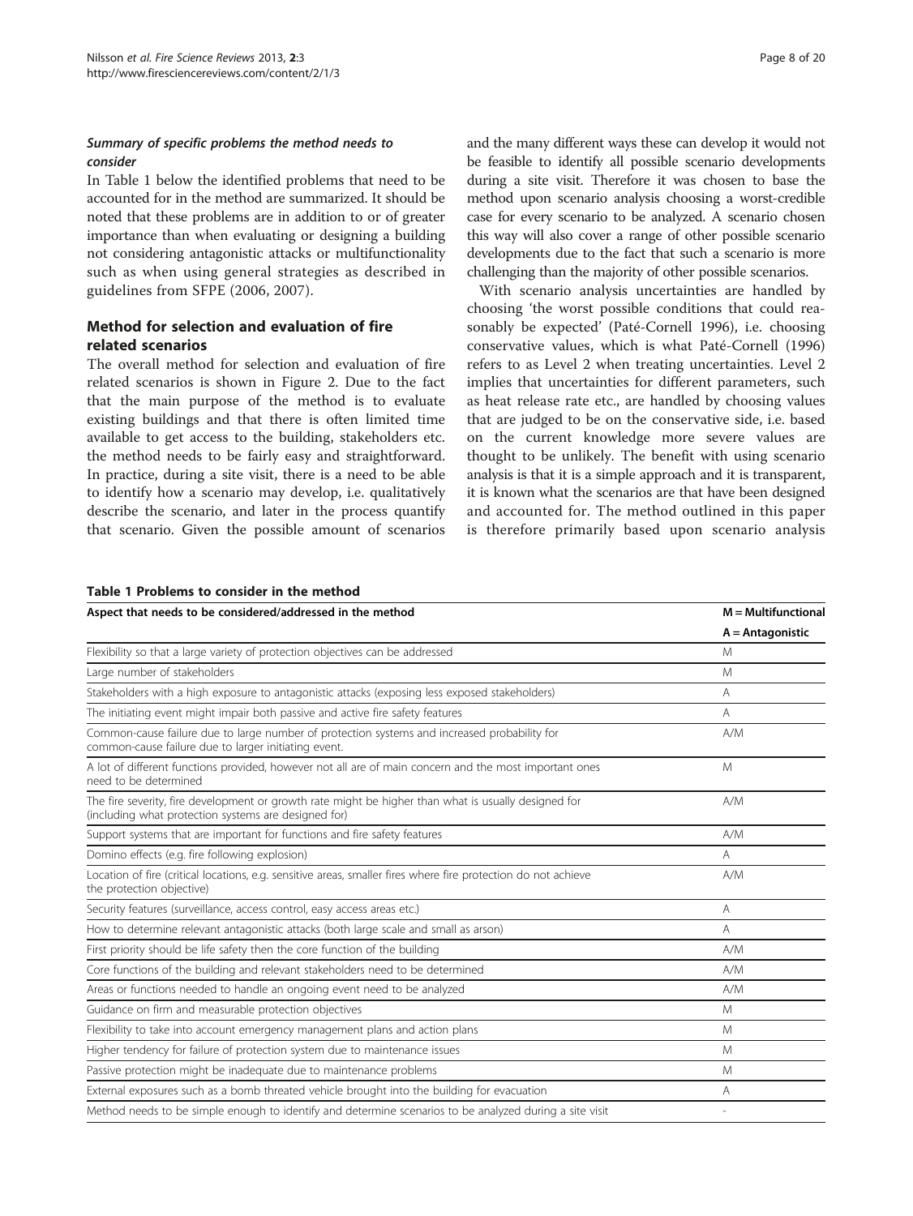#### *Summary of specific problems the method needs to consider*

In Table 1 below the identified problems that need to be accounted for in the method are summarized. It should be noted that these problems are in addition to or of greater importance than when evaluating or designing a building not considering antagonistic attacks or multifunctionality such as when using general strategies as described in guidelines from SFPE (2006, 2007).

## Method for selection and evaluation of fire related scenarios

The overall method for selection and evaluation of fire related scenarios is shown in Figure 2. Due to the fact that the main purpose of the method is to evaluate existing buildings and that there is often limited time available to get access to the building, stakeholders etc. the method needs to be fairly easy and straightforward. In practice, during a site visit, there is a need to be able to identify how a scenario may develop, i.e. qualitatively describe the scenario, and later in the process quantify that scenario. Given the possible amount of scenarios and the many different ways these can develop it would not be feasible to identify all possible scenario developments during a site visit. Therefore it was chosen to base the method upon scenario analysis choosing a worst-credible case for every scenario to be analyzed. A scenario chosen this way will also cover a range of other possible scenario developments due to the fact that such a scenario is more challenging than the majority of other possible scenarios.

With scenario analysis uncertainties are handled by choosing 'the worst possible conditions that could reasonably be expected' (Paté-Cornell 1996), i.e. choosing conservative values, which is what Paté-Cornell (1996) refers to as Level 2 when treating uncertainties. Level 2 implies that uncertainties for different parameters, such as heat release rate etc., are handled by choosing values that are judged to be on the conservative side, i.e. based on the current knowledge more severe values are thought to be unlikely. The benefit with using scenario analysis is that it is a simple approach and it is transparent, it is known what the scenarios are that have been designed and accounted for. The method outlined in this paper is therefore primarily based upon scenario analysis

**Table 1 Problems to consider in the method**

| Aspect that needs to be considered/addressed in the method | M = Multifunctional<br>A = Antagonistic |
|---|---|
| Flexibility so that a large variety of protection objectives can be addressed | M |
| Large number of stakeholders | M |
| Stakeholders with a high exposure to antagonistic attacks (exposing less exposed stakeholders) | A |
| The initiating event might impair both passive and active fire safety features | A |
| Common-cause failure due to large number of protection systems and increased probability for common-cause failure due to larger initiating event. | A/M |
| A lot of different functions provided, however not all are of main concern and the most important ones need to be determined | M |
| The fire severity, fire development or growth rate might be higher than what is usually designed for (including what protection systems are designed for) | A/M |
| Support systems that are important for functions and fire safety features | A/M |
| Domino effects (e.g. fire following explosion) | A |
| Location of fire (critical locations, e.g. sensitive areas, smaller fires where fire protection do not achieve the protection objective) | A/M |
| Security features (surveillance, access control, easy access areas etc.) | A |
| How to determine relevant antagonistic attacks (both large scale and small as arson) | A |
| First priority should be life safety then the core function of the building | A/M |
| Core functions of the building and relevant stakeholders need to be determined | A/M |
| Areas or functions needed to handle an ongoing event need to be analyzed | A/M |
| Guidance on firm and measurable protection objectives | M |
| Flexibility to take into account emergency management plans and action plans | M |
| Higher tendency for failure of protection system due to maintenance issues | M |
| Passive protection might be inadequate due to maintenance problems | M |
| External exposures such as a bomb threated vehicle brought into the building for evacuation | A |
| Method needs to be simple enough to identify and determine scenarios to be analyzed during a site visit | - |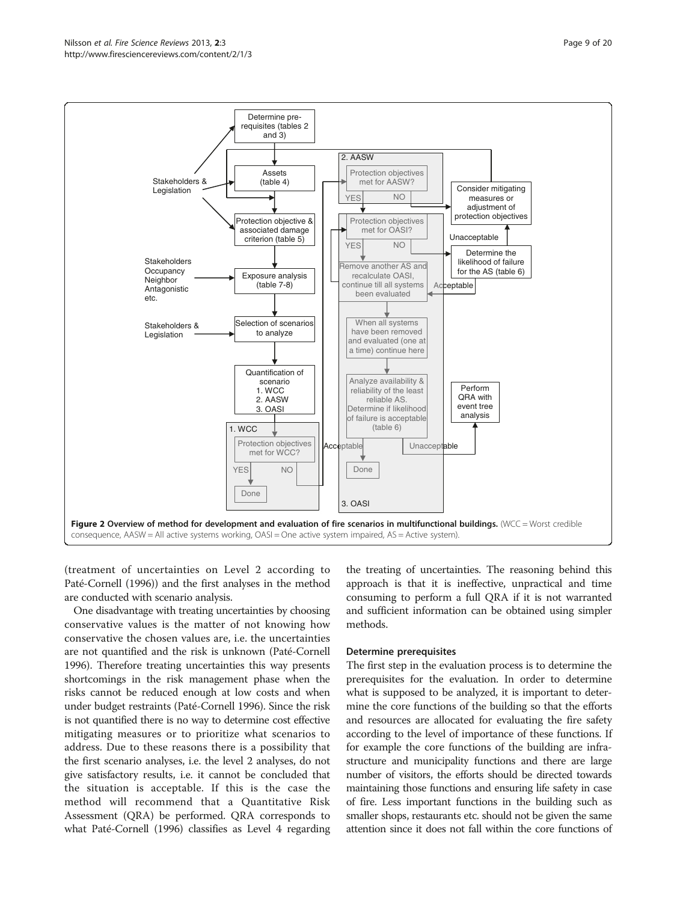**Figure 2 Overview of method for development and evaluation of fire scenarios in multifunctional buildings.** (WCC = Worst credible consequence, AASW = All active systems working, OASI = One active system impaired, AS = Active system).

(treatment of uncertainties on Level 2 according to Paté-Cornell (1996)) and the first analyses in the method are conducted with scenario analysis.

One disadvantage with treating uncertainties by choosing conservative values is the matter of not knowing how conservative the chosen values are, i.e. the uncertainties are not quantified and the risk is unknown (Paté-Cornell 1996). Therefore treating uncertainties this way presents shortcomings in the risk management phase when the risks cannot be reduced enough at low costs and when under budget restraints (Paté-Cornell 1996). Since the risk is not quantified there is no way to determine cost effective mitigating measures or to prioritize what scenarios to address. Due to these reasons there is a possibility that the first scenario analyses, i.e. the level 2 analyses, do not give satisfactory results, i.e. it cannot be concluded that the situation is acceptable. If this is the case the method will recommend that a Quantitative Risk Assessment (QRA) be performed. QRA corresponds to what Paté-Cornell (1996) classifies as Level 4 regarding the treating of uncertainties. The reasoning behind this approach is that it is ineffective, unpractical and time consuming to perform a full QRA if it is not warranted and sufficient information can be obtained using simpler methods.

### Determine prerequisites

The first step in the evaluation process is to determine the prerequisites for the evaluation. In order to determine what is supposed to be analyzed, it is important to determine the core functions of the building so that the efforts and resources are allocated for evaluating the fire safety according to the level of importance of these functions. If for example the core functions of the building are infrastructure and municipality functions and there are large number of visitors, the efforts should be directed towards maintaining those functions and ensuring life safety in case of fire. Less important functions in the building such as smaller shops, restaurants etc. should not be given the same attention since it does not fall within the core functions of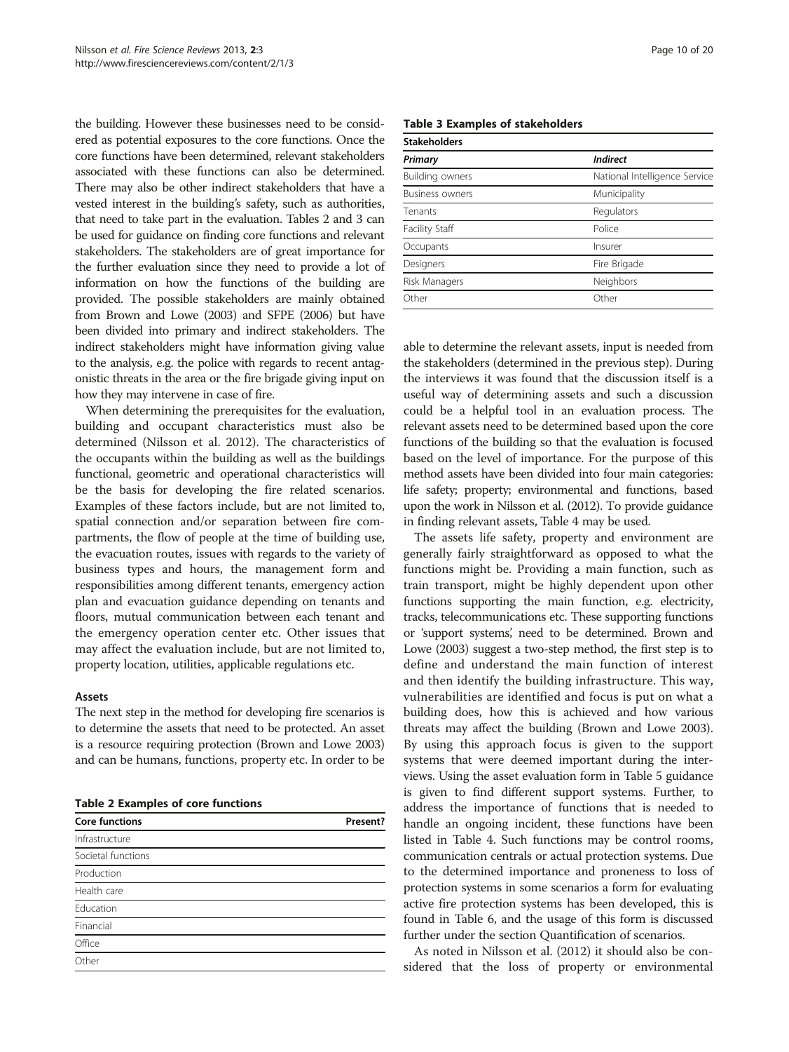the building. However these businesses need to be considered as potential exposures to the core functions. Once the core functions have been determined, relevant stakeholders associated with these functions can also be determined. There may also be other indirect stakeholders that have a vested interest in the building's safety, such as authorities, that need to take part in the evaluation. Tables 2 and 3 can be used for guidance on finding core functions and relevant stakeholders. The stakeholders are of great importance for the further evaluation since they need to provide a lot of information on how the functions of the building are provided. The possible stakeholders are mainly obtained from Brown and Lowe (2003) and SFPE (2006) but have been divided into primary and indirect stakeholders. The indirect stakeholders might have information giving value to the analysis, e.g. the police with regards to recent antagonistic threats in the area or the fire brigade giving input on how they may intervene in case of fire.

When determining the prerequisites for the evaluation, building and occupant characteristics must also be determined (Nilsson et al. 2012). The characteristics of the occupants within the building as well as the buildings functional, geometric and operational characteristics will be the basis for developing the fire related scenarios. Examples of these factors include, but are not limited to, spatial connection and/or separation between fire compartments, the flow of people at the time of building use, the evacuation routes, issues with regards to the variety of business types and hours, the management form and responsibilities among different tenants, emergency action plan and evacuation guidance depending on tenants and floors, mutual communication between each tenant and the emergency operation center etc. Other issues that may affect the evaluation include, but are not limited to, property location, utilities, applicable regulations etc.

### Assets

The next step in the method for developing fire scenarios is to determine the assets that need to be protected. An asset is a resource requiring protection (Brown and Lowe 2003) and can be humans, functions, property etc. In order to be able to determine the relevant assets, input is needed from the stakeholders (determined in the previous step). During the interviews it was found that the discussion itself is a useful way of determining assets and such a discussion could be a helpful tool in an evaluation process. The relevant assets need to be determined based upon the core functions of the building so that the evaluation is focused based on the level of importance. For the purpose of this method assets have been divided into four main categories: life safety; property; environmental and functions, based upon the work in Nilsson et al. (2012). To provide guidance in finding relevant assets, Table 4 may be used.

**Table 2 Examples of core functions**

| Core functions | Present? |
|---|---|
| Infrastructure | |
| Societal functions | |
| Production | |
| Health care | |
| Education | |
| Financial | |
| Office | |
| Other | |

**Table 3 Examples of stakeholders**

| Stakeholders | |
|---|---|
| *Primary* | *Indirect* |
| Building owners | National Intelligence Service |
| Business owners | Municipality |
| Tenants | Regulators |
| Facility Staff | Police |
| Occupants | Insurer |
| Designers | Fire Brigade |
| Risk Managers | Neighbors |
| Other | Other |

The assets life safety, property and environment are generally fairly straightforward as opposed to what the functions might be. Providing a main function, such as train transport, might be highly dependent upon other functions supporting the main function, e.g. electricity, tracks, telecommunications etc. These supporting functions or 'support systems', need to be determined. Brown and Lowe (2003) suggest a two-step method, the first step is to define and understand the main function of interest and then identify the building infrastructure. This way, vulnerabilities are identified and focus is put on what a building does, how this is achieved and how various threats may affect the building (Brown and Lowe 2003). By using this approach focus is given to the support systems that were deemed important during the interviews. Using the asset evaluation form in Table 5 guidance is given to find different support systems. Further, to address the importance of functions that is needed to handle an ongoing incident, these functions have been listed in Table 4. Such functions may be control rooms, communication centrals or actual protection systems. Due to the determined importance and proneness to loss of protection systems in some scenarios a form for evaluating active fire protection systems has been developed, this is found in Table 6, and the usage of this form is discussed further under the section Quantification of scenarios.

As noted in Nilsson et al. (2012) it should also be considered that the loss of property or environmental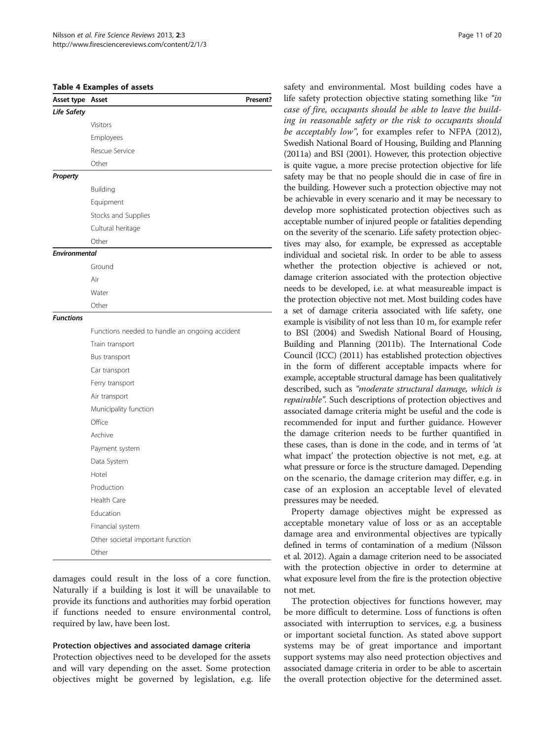**Table 4 Examples of assets**

| Asset type | Asset | Present? |
|---|---|---|
| ***Life Safety*** | | |
| | Visitors | |
| | Employees | |
| | Rescue Service | |
| | Other | |
| ***Property*** | | |
| | Building | |
| | Equipment | |
| | Stocks and Supplies | |
| | Cultural heritage | |
| | Other | |
| ***Environmental*** | | |
| | Ground | |
| | Air | |
| | Water | |
| | Other | |
| ***Functions*** | | |
| | Functions needed to handle an ongoing accident | |
| | Train transport | |
| | Bus transport | |
| | Car transport | |
| | Ferry transport | |
| | Air transport | |
| | Municipality function | |
| | Office | |
| | Archive | |
| | Payment system | |
| | Data System | |
| | Hotel | |
| | Production | |
| | Health Care | |
| | Education | |
| | Financial system | |
| | Other societal important function | |
| | Other | |

damages could result in the loss of a core function. Naturally if a building is lost it will be unavailable to provide its functions and authorities may forbid operation if functions needed to ensure environmental control, required by law, have been lost.

### Protection objectives and associated damage criteria

Protection objectives need to be developed for the assets and will vary depending on the asset. Some protection objectives might be governed by legislation, e.g. life safety and environmental. Most building codes have a life safety protection objective stating something like *"in case of fire, occupants should be able to leave the building in reasonable safety or the risk to occupants should be acceptably low"*, for examples refer to NFPA (2012), Swedish National Board of Housing, Building and Planning (2011a) and BSI (2001). However, this protection objective is quite vague, a more precise protection objective for life safety may be that no people should die in case of fire in the building. However such a protection objective may not be achievable in every scenario and it may be necessary to develop more sophisticated protection objectives such as acceptable number of injured people or fatalities depending on the severity of the scenario. Life safety protection objectives may also, for example, be expressed as acceptable individual and societal risk. In order to be able to assess whether the protection objective is achieved or not, damage criterion associated with the protection objective needs to be developed, i.e. at what measureable impact is the protection objective not met. Most building codes have a set of damage criteria associated with life safety, one example is visibility of not less than 10 m, for example refer to BSI (2004) and Swedish National Board of Housing, Building and Planning (2011b). The International Code Council (ICC) (2011) has established protection objectives in the form of different acceptable impacts where for example, acceptable structural damage has been qualitatively described, such as *"moderate structural damage, which is repairable"*. Such descriptions of protection objectives and associated damage criteria might be useful and the code is recommended for input and further guidance. However the damage criterion needs to be further quantified in these cases, than is done in the code, and in terms of 'at what impact' the protection objective is not met, e.g. at what pressure or force is the structure damaged. Depending on the scenario, the damage criterion may differ, e.g. in case of an explosion an acceptable level of elevated pressures may be needed.

Property damage objectives might be expressed as acceptable monetary value of loss or as an acceptable damage area and environmental objectives are typically defined in terms of contamination of a medium (Nilsson et al. 2012). Again a damage criterion need to be associated with the protection objective in order to determine at what exposure level from the fire is the protection objective not met.

The protection objectives for functions however, may be more difficult to determine. Loss of functions is often associated with interruption to services, e.g. a business or important societal function. As stated above support systems may be of great importance and important support systems may also need protection objectives and associated damage criteria in order to be able to ascertain the overall protection objective for the determined asset.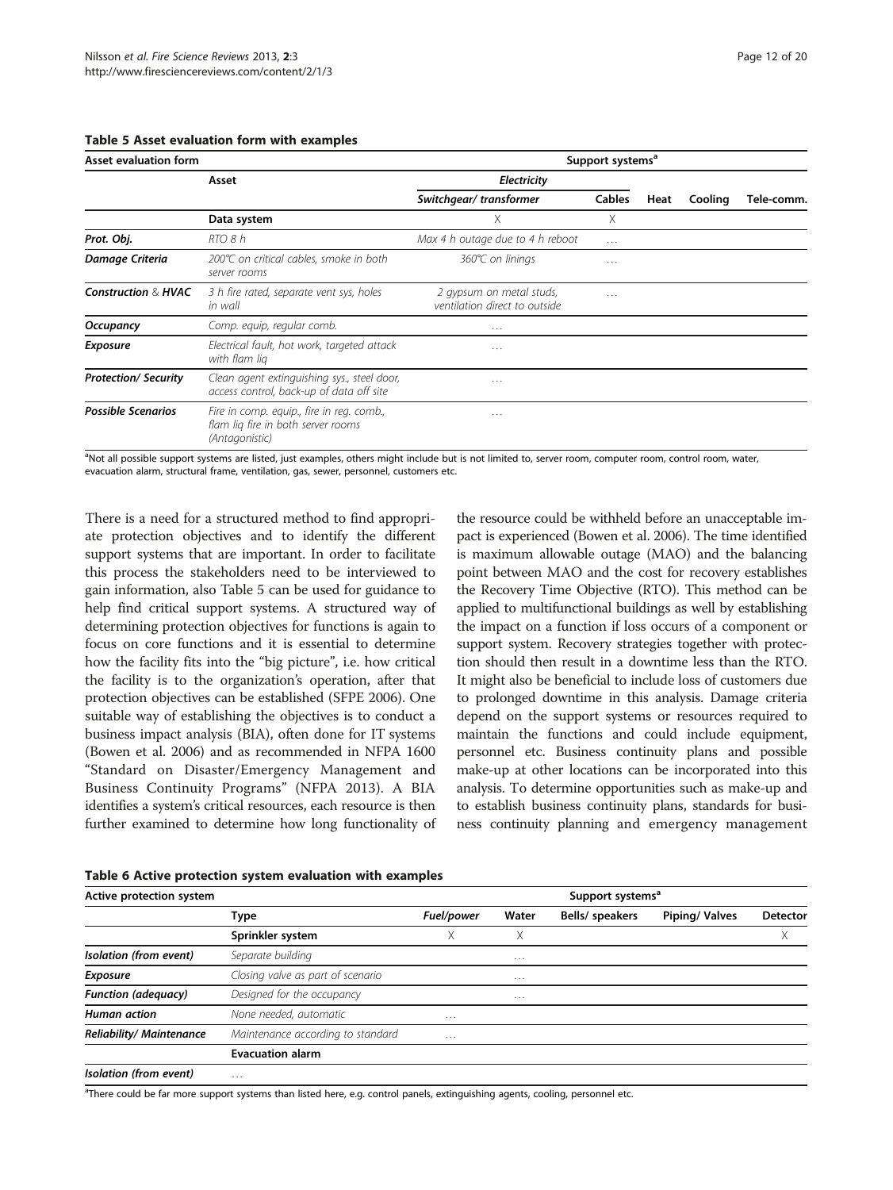**Table 5 Asset evaluation form with examples**

| Asset evaluation form | | Support systems[a] | | | | |
|---|---|---|---|---|---|---|
| | Asset | *Electricity* | | | | |
| | | *Switchgear/ transformer* | Cables | Heat | Cooling | Tele-comm. |
| | **Data system** | X | X | | | |
| ***Prot. Obj.*** | *RTO 8 h* | *Max 4 h outage due to 4 h reboot* | … | | | |
| ***Damage Criteria*** | *200°C on critical cables, smoke in both server rooms* | *360°C on linings* | … | | | |
| ***Construction & HVAC*** | *3 h fire rated, separate vent sys, holes in wall* | *2 gypsum on metal studs, ventilation direct to outside* | … | | | |
| ***Occupancy*** | *Comp. equip, regular comb.* | … | | | | |
| ***Exposure*** | *Electrical fault, hot work, targeted attack with flam liq* | … | | | | |
| ***Protection/ Security*** | *Clean agent extinguishing sys., steel door, access control, back-up of data off site* | … | | | | |
| ***Possible Scenarios*** | *Fire in comp. equip., fire in reg. comb., flam liq fire in both server rooms (Antagonistic)* | … | | | | |

[a]Not all possible support systems are listed, just examples, others might include but is not limited to, server room, computer room, control room, water, evacuation alarm, structural frame, ventilation, gas, sewer, personnel, customers etc.

There is a need for a structured method to find appropriate protection objectives and to identify the different support systems that are important. In order to facilitate this process the stakeholders need to be interviewed to gain information, also Table 5 can be used for guidance to help find critical support systems. A structured way of determining protection objectives for functions is again to focus on core functions and it is essential to determine how the facility fits into the "big picture", i.e. how critical the facility is to the organization's operation, after that protection objectives can be established (SFPE 2006). One suitable way of establishing the objectives is to conduct a business impact analysis (BIA), often done for IT systems (Bowen et al. 2006) and as recommended in NFPA 1600 "Standard on Disaster/Emergency Management and Business Continuity Programs" (NFPA 2013). A BIA identifies a system's critical resources, each resource is then further examined to determine how long functionality of the resource could be withheld before an unacceptable impact is experienced (Bowen et al. 2006). The time identified is maximum allowable outage (MAO) and the balancing point between MAO and the cost for recovery establishes the Recovery Time Objective (RTO). This method can be applied to multifunctional buildings as well by establishing the impact on a function if loss occurs of a component or support system. Recovery strategies together with protection should then result in a downtime less than the RTO. It might also be beneficial to include loss of customers due to prolonged downtime in this analysis. Damage criteria depend on the support systems or resources required to maintain the functions and could include equipment, personnel etc. Business continuity plans and possible make-up at other locations can be incorporated into this analysis. To determine opportunities such as make-up and to establish business continuity plans, standards for business continuity planning and emergency management

**Table 6 Active protection system evaluation with examples**

| Active protection system | | Support systems[a] | | | | |
|---|---|---|---|---|---|---|
| | Type | *Fuel/power* | Water | Bells/ speakers | Piping/ Valves | Detector |
| | **Sprinkler system** | X | X | | | X |
| ***Isolation (from event)*** | *Separate building* | | … | | | |
| ***Exposure*** | *Closing valve as part of scenario* | | … | | | |
| ***Function (adequacy)*** | *Designed for the occupancy* | | … | | | |
| ***Human action*** | *None needed, automatic* | … | | | | |
| ***Reliability/ Maintenance*** | *Maintenance according to standard* | … | | | | |
| | **Evacuation alarm** | | | | | |
| ***Isolation (from event)*** | … | | | | | |

[a]There could be far more support systems than listed here, e.g. control panels, extinguishing agents, cooling, personnel etc.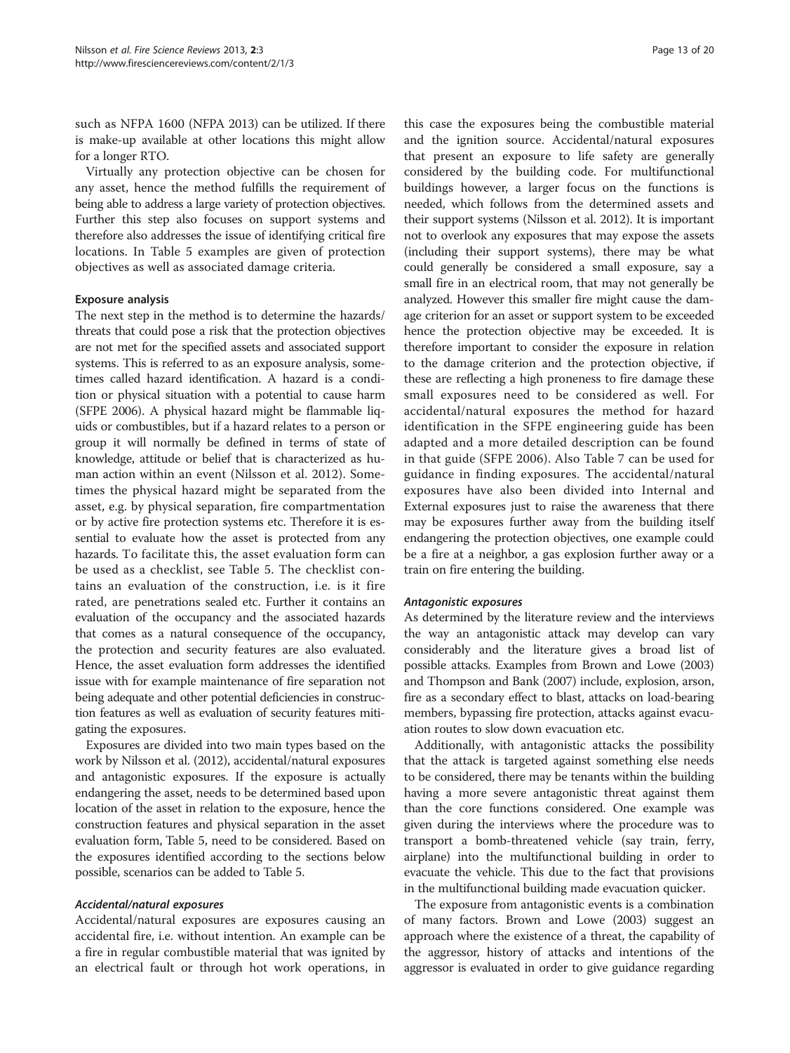such as NFPA 1600 (NFPA 2013) can be utilized. If there is make-up available at other locations this might allow for a longer RTO.

Virtually any protection objective can be chosen for any asset, hence the method fulfills the requirement of being able to address a large variety of protection objectives. Further this step also focuses on support systems and therefore also addresses the issue of identifying critical fire locations. In Table 5 examples are given of protection objectives as well as associated damage criteria.

### Exposure analysis

The next step in the method is to determine the hazards/threats that could pose a risk that the protection objectives are not met for the specified assets and associated support systems. This is referred to as an exposure analysis, sometimes called hazard identification. A hazard is a condition or physical situation with a potential to cause harm (SFPE 2006). A physical hazard might be flammable liquids or combustibles, but if a hazard relates to a person or group it will normally be defined in terms of state of knowledge, attitude or belief that is characterized as human action within an event (Nilsson et al. 2012). Sometimes the physical hazard might be separated from the asset, e.g. by physical separation, fire compartmentation or by active fire protection systems etc. Therefore it is essential to evaluate how the asset is protected from any hazards. To facilitate this, the asset evaluation form can be used as a checklist, see Table 5. The checklist contains an evaluation of the construction, i.e. is it fire rated, are penetrations sealed etc. Further it contains an evaluation of the occupancy and the associated hazards that comes as a natural consequence of the occupancy, the protection and security features are also evaluated. Hence, the asset evaluation form addresses the identified issue with for example maintenance of fire separation not being adequate and other potential deficiencies in construction features as well as evaluation of security features mitigating the exposures.

Exposures are divided into two main types based on the work by Nilsson et al. (2012), accidental/natural exposures and antagonistic exposures. If the exposure is actually endangering the asset, needs to be determined based upon location of the asset in relation to the exposure, hence the construction features and physical separation in the asset evaluation form, Table 5, need to be considered. Based on the exposures identified according to the sections below possible, scenarios can be added to Table 5.

#### *Accidental/natural exposures*

Accidental/natural exposures are exposures causing an accidental fire, i.e. without intention. An example can be a fire in regular combustible material that was ignited by an electrical fault or through hot work operations, in this case the exposures being the combustible material and the ignition source. Accidental/natural exposures that present an exposure to life safety are generally considered by the building code. For multifunctional buildings however, a larger focus on the functions is needed, which follows from the determined assets and their support systems (Nilsson et al. 2012). It is important not to overlook any exposures that may expose the assets (including their support systems), there may be what could generally be considered a small exposure, say a small fire in an electrical room, that may not generally be analyzed. However this smaller fire might cause the damage criterion for an asset or support system to be exceeded hence the protection objective may be exceeded. It is therefore important to consider the exposure in relation to the damage criterion and the protection objective, if these are reflecting a high proneness to fire damage these small exposures need to be considered as well. For accidental/natural exposures the method for hazard identification in the SFPE engineering guide has been adapted and a more detailed description can be found in that guide (SFPE 2006). Also Table 7 can be used for guidance in finding exposures. The accidental/natural exposures have also been divided into Internal and External exposures just to raise the awareness that there may be exposures further away from the building itself endangering the protection objectives, one example could be a fire at a neighbor, a gas explosion further away or a train on fire entering the building.

#### *Antagonistic exposures*

As determined by the literature review and the interviews the way an antagonistic attack may develop can vary considerably and the literature gives a broad list of possible attacks. Examples from Brown and Lowe (2003) and Thompson and Bank (2007) include, explosion, arson, fire as a secondary effect to blast, attacks on load-bearing members, bypassing fire protection, attacks against evacuation routes to slow down evacuation etc.

Additionally, with antagonistic attacks the possibility that the attack is targeted against something else needs to be considered, there may be tenants within the building having a more severe antagonistic threat against them than the core functions considered. One example was given during the interviews where the procedure was to transport a bomb-threatened vehicle (say train, ferry, airplane) into the multifunctional building in order to evacuate the vehicle. This due to the fact that provisions in the multifunctional building made evacuation quicker.

The exposure from antagonistic events is a combination of many factors. Brown and Lowe (2003) suggest an approach where the existence of a threat, the capability of the aggressor, history of attacks and intentions of the aggressor is evaluated in order to give guidance regarding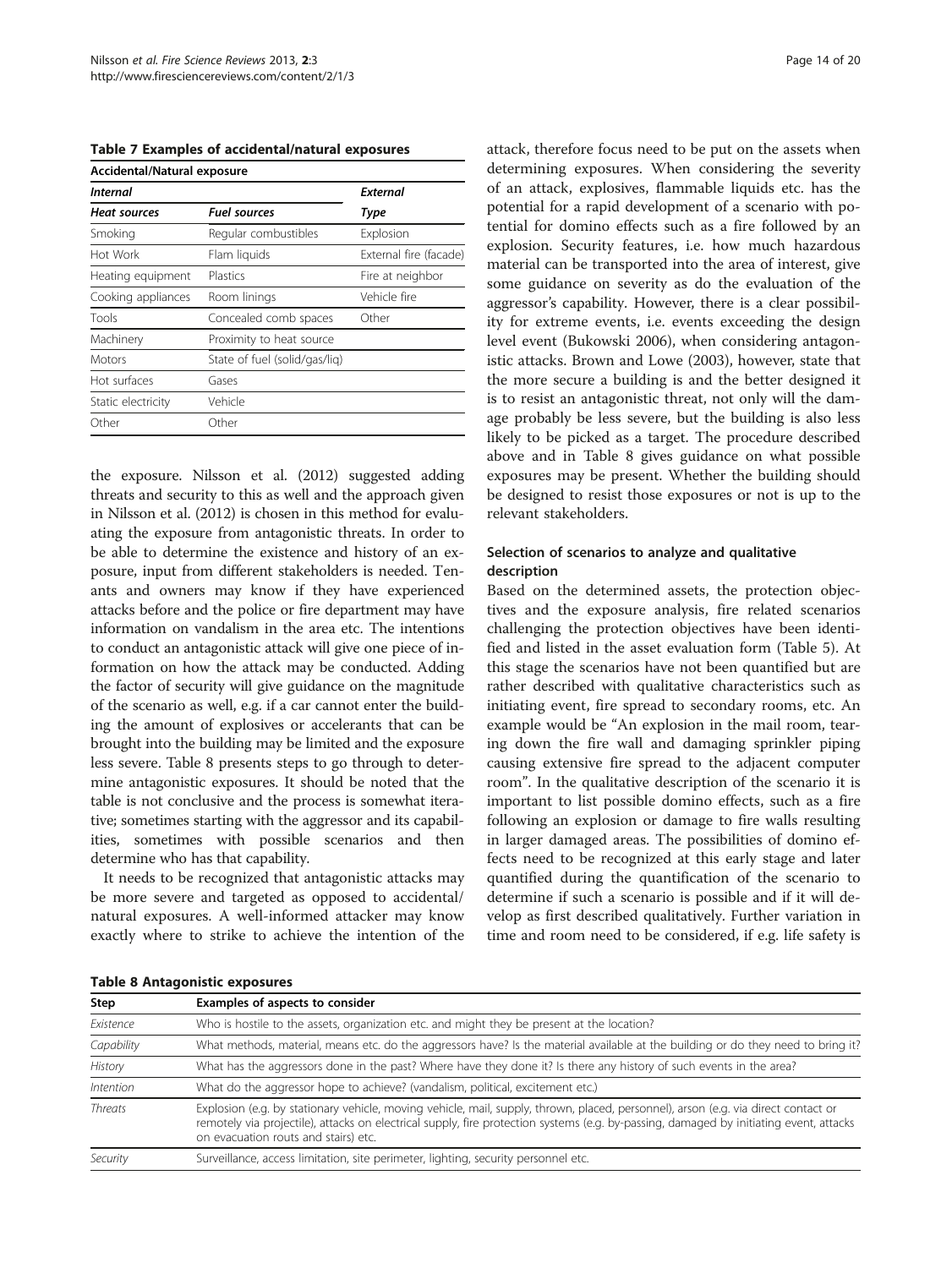**Table 7 Examples of accidental/natural exposures**

| Accidental/Natural exposure | | |
|---|---|---|
| *Internal* | | *External* |
| *Heat sources* | *Fuel sources* | *Type* |
| Smoking | Regular combustibles | Explosion |
| Hot Work | Flam liquids | External fire (facade) |
| Heating equipment | Plastics | Fire at neighbor |
| Cooking appliances | Room linings | Vehicle fire |
| Tools | Concealed comb spaces | Other |
| Machinery | Proximity to heat source | |
| Motors | State of fuel (solid/gas/liq) | |
| Hot surfaces | Gases | |
| Static electricity | Vehicle | |
| Other | Other | |

the exposure. Nilsson et al. (2012) suggested adding threats and security to this as well and the approach given in Nilsson et al. (2012) is chosen in this method for evaluating the exposure from antagonistic threats. In order to be able to determine the existence and history of an exposure, input from different stakeholders is needed. Tenants and owners may know if they have experienced attacks before and the police or fire department may have information on vandalism in the area etc. The intentions to conduct an antagonistic attack will give one piece of information on how the attack may be conducted. Adding the factor of security will give guidance on the magnitude of the scenario as well, e.g. if a car cannot enter the building the amount of explosives or accelerants that can be brought into the building may be limited and the exposure less severe. Table 8 presents steps to go through to determine antagonistic exposures. It should be noted that the table is not conclusive and the process is somewhat iterative; sometimes starting with the aggressor and its capabilities, sometimes with possible scenarios and then determine who has that capability.

It needs to be recognized that antagonistic attacks may be more severe and targeted as opposed to accidental/natural exposures. A well-informed attacker may know exactly where to strike to achieve the intention of the attack, therefore focus need to be put on the assets when determining exposures. When considering the severity of an attack, explosives, flammable liquids etc. has the potential for a rapid development of a scenario with potential for domino effects such as a fire followed by an explosion. Security features, i.e. how much hazardous material can be transported into the area of interest, give some guidance on severity as do the evaluation of the aggressor's capability. However, there is a clear possibility for extreme events, i.e. events exceeding the design level event (Bukowski 2006), when considering antagonistic attacks. Brown and Lowe (2003), however, state that the more secure a building is and the better designed it is to resist an antagonistic threat, not only will the damage probably be less severe, but the building is also less likely to be picked as a target. The procedure described above and in Table 8 gives guidance on what possible exposures may be present. Whether the building should be designed to resist those exposures or not is up to the relevant stakeholders.

### Selection of scenarios to analyze and qualitative description

Based on the determined assets, the protection objectives and the exposure analysis, fire related scenarios challenging the protection objectives have been identified and listed in the asset evaluation form (Table 5). At this stage the scenarios have not been quantified but are rather described with qualitative characteristics such as initiating event, fire spread to secondary rooms, etc. An example would be "An explosion in the mail room, tearing down the fire wall and damaging sprinkler piping causing extensive fire spread to the adjacent computer room". In the qualitative description of the scenario it is important to list possible domino effects, such as a fire following an explosion or damage to fire walls resulting in larger damaged areas. The possibilities of domino effects need to be recognized at this early stage and later quantified during the quantification of the scenario to determine if such a scenario is possible and if it will develop as first described qualitatively. Further variation in time and room need to be considered, if e.g. life safety is

**Table 8 Antagonistic exposures**

| Step | Examples of aspects to consider |
|---|---|
| *Existence* | Who is hostile to the assets, organization etc. and might they be present at the location? |
| *Capability* | What methods, material, means etc. do the aggressors have? Is the material available at the building or do they need to bring it? |
| *History* | What has the aggressors done in the past? Where have they done it? Is there any history of such events in the area? |
| *Intention* | What do the aggressor hope to achieve? (vandalism, political, excitement etc.) |
| *Threats* | Explosion (e.g. by stationary vehicle, moving vehicle, mail, supply, thrown, placed, personnel), arson (e.g. via direct contact or remotely via projectile), attacks on electrical supply, fire protection systems (e.g. by-passing, damaged by initiating event, attacks on evacuation routs and stairs) etc. |
| *Security* | Surveillance, access limitation, site perimeter, lighting, security personnel etc. |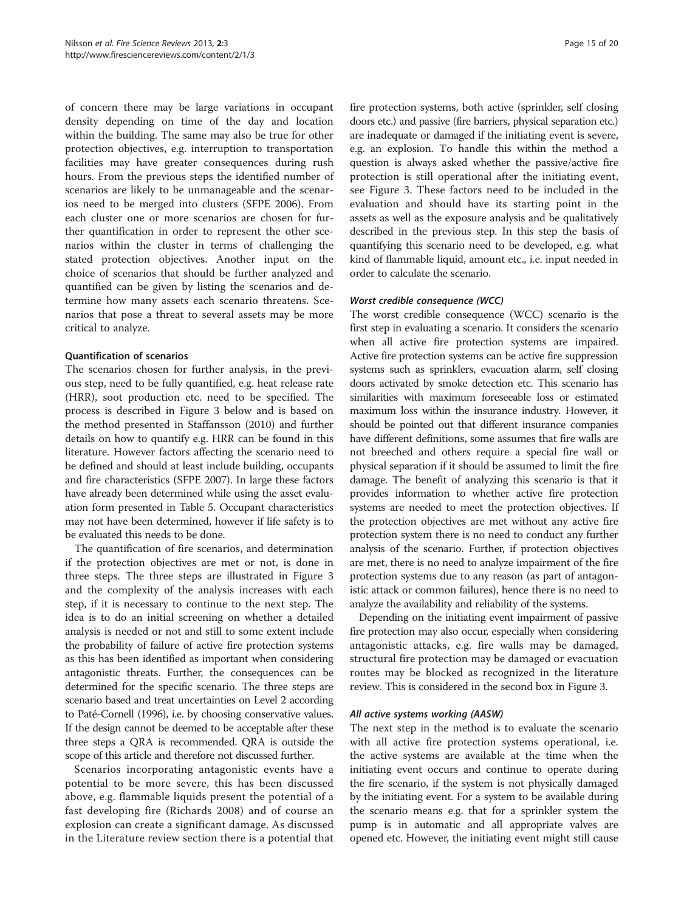of concern there may be large variations in occupant density depending on time of the day and location within the building. The same may also be true for other protection objectives, e.g. interruption to transportation facilities may have greater consequences during rush hours. From the previous steps the identified number of scenarios are likely to be unmanageable and the scenarios need to be merged into clusters (SFPE 2006). From each cluster one or more scenarios are chosen for further quantification in order to represent the other scenarios within the cluster in terms of challenging the stated protection objectives. Another input on the choice of scenarios that should be further analyzed and quantified can be given by listing the scenarios and determine how many assets each scenario threatens. Scenarios that pose a threat to several assets may be more critical to analyze.

#### Quantification of scenarios

The scenarios chosen for further analysis, in the previous step, need to be fully quantified, e.g. heat release rate (HRR), soot production etc. need to be specified. The process is described in Figure 3 below and is based on the method presented in Staffansson (2010) and further details on how to quantify e.g. HRR can be found in this literature. However factors affecting the scenario need to be defined and should at least include building, occupants and fire characteristics (SFPE 2007). In large these factors have already been determined while using the asset evaluation form presented in Table 5. Occupant characteristics may not have been determined, however if life safety is to be evaluated this needs to be done.

The quantification of fire scenarios, and determination if the protection objectives are met or not, is done in three steps. The three steps are illustrated in Figure 3 and the complexity of the analysis increases with each step, if it is necessary to continue to the next step. The idea is to do an initial screening on whether a detailed analysis is needed or not and still to some extent include the probability of failure of active fire protection systems as this has been identified as important when considering antagonistic threats. Further, the consequences can be determined for the specific scenario. The three steps are scenario based and treat uncertainties on Level 2 according to Paté-Cornell (1996), i.e. by choosing conservative values. If the design cannot be deemed to be acceptable after these three steps a QRA is recommended. QRA is outside the scope of this article and therefore not discussed further.

Scenarios incorporating antagonistic events have a potential to be more severe, this has been discussed above, e.g. flammable liquids present the potential of a fast developing fire (Richards 2008) and of course an explosion can create a significant damage. As discussed in the Literature review section there is a potential that fire protection systems, both active (sprinkler, self closing doors etc.) and passive (fire barriers, physical separation etc.) are inadequate or damaged if the initiating event is severe, e.g. an explosion. To handle this within the method a question is always asked whether the passive/active fire protection is still operational after the initiating event, see Figure 3. These factors need to be included in the evaluation and should have its starting point in the assets as well as the exposure analysis and be qualitatively described in the previous step. In this step the basis of quantifying this scenario need to be developed, e.g. what kind of flammable liquid, amount etc., i.e. input needed in order to calculate the scenario.

##### *Worst credible consequence (WCC)*

The worst credible consequence (WCC) scenario is the first step in evaluating a scenario. It considers the scenario when all active fire protection systems are impaired. Active fire protection systems can be active fire suppression systems such as sprinklers, evacuation alarm, self closing doors activated by smoke detection etc. This scenario has similarities with maximum foreseeable loss or estimated maximum loss within the insurance industry. However, it should be pointed out that different insurance companies have different definitions, some assumes that fire walls are not breeched and others require a special fire wall or physical separation if it should be assumed to limit the fire damage. The benefit of analyzing this scenario is that it provides information to whether active fire protection systems are needed to meet the protection objectives. If the protection objectives are met without any active fire protection system there is no need to conduct any further analysis of the scenario. Further, if protection objectives are met, there is no need to analyze impairment of the fire protection systems due to any reason (as part of antagonistic attack or common failures), hence there is no need to analyze the availability and reliability of the systems.

Depending on the initiating event impairment of passive fire protection may also occur, especially when considering antagonistic attacks, e.g. fire walls may be damaged, structural fire protection may be damaged or evacuation routes may be blocked as recognized in the literature review. This is considered in the second box in Figure 3.

##### *All active systems working (AASW)*

The next step in the method is to evaluate the scenario with all active fire protection systems operational, i.e. the active systems are available at the time when the initiating event occurs and continue to operate during the fire scenario, if the system is not physically damaged by the initiating event. For a system to be available during the scenario means e.g. that for a sprinkler system the pump is in automatic and all appropriate valves are opened etc. However, the initiating event might still cause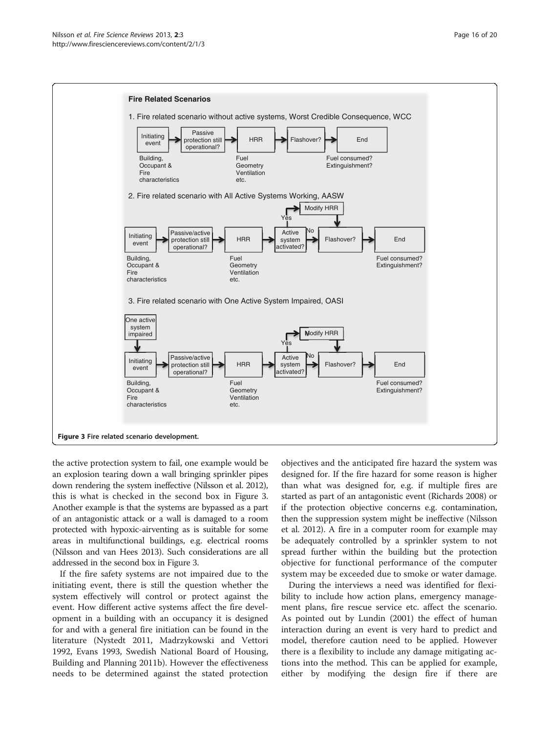**Fire Related Scenarios**

1. Fire related scenario without active systems, Worst Credible Consequence, WCC

Initiating event → Passive protection still operational? → HRR → Flashover? → End

Building, Occupant & Fire characteristics; Fuel Geometry Ventilation etc.; Fuel consumed? Extinguishment?

2. Fire related scenario with All Active Systems Working, AASW

Initiating event → Passive/active protection still operational? → HRR → Active system activated? (Yes → Modify HRR → Flashover?; No → Flashover?) → Flashover? → End

Building, Occupant & Fire characteristics; Fuel Geometry Ventilation etc.; Fuel consumed? Extinguishment?

3. Fire related scenario with One Active System Impaired, OASI

One active system impaired → Initiating event → Passive/active protection still operational? → HRR → Active system activated? (Yes → Modify HRR → Flashover?; No → Flashover?) → Flashover? → End

Building, Occupant & Fire characteristics; Fuel Geometry Ventilation etc.; Fuel consumed? Extinguishment?

**Figure 3** Fire related scenario development.

the active protection system to fail, one example would be an explosion tearing down a wall bringing sprinkler pipes down rendering the system ineffective (Nilsson et al. 2012), this is what is checked in the second box in Figure 3. Another example is that the systems are bypassed as a part of an antagonistic attack or a wall is damaged to a room protected with hypoxic-airventing as is suitable for some areas in multifunctional buildings, e.g. electrical rooms (Nilsson and van Hees 2013). Such considerations are all addressed in the second box in Figure 3.

If the fire safety systems are not impaired due to the initiating event, there is still the question whether the system effectively will control or protect against the event. How different active systems affect the fire development in a building with an occupancy it is designed for and with a general fire initiation can be found in the literature (Nystedt 2011, Madrzykowski and Vettori 1992, Evans 1993, Swedish National Board of Housing, Building and Planning 2011b). However the effectiveness needs to be determined against the stated protection objectives and the anticipated fire hazard the system was designed for. If the fire hazard for some reason is higher than what was designed for, e.g. if multiple fires are started as part of an antagonistic event (Richards 2008) or if the protection objective concerns e.g. contamination, then the suppression system might be ineffective (Nilsson et al. 2012). A fire in a computer room for example may be adequately controlled by a sprinkler system to not spread further within the building but the protection objective for functional performance of the computer system may be exceeded due to smoke or water damage.

During the interviews a need was identified for flexibility to include how action plans, emergency management plans, fire rescue service etc. affect the scenario. As pointed out by Lundin (2001) the effect of human interaction during an event is very hard to predict and model, therefore caution need to be applied. However there is a flexibility to include any damage mitigating actions into the method. This can be applied for example, either by modifying the design fire if there are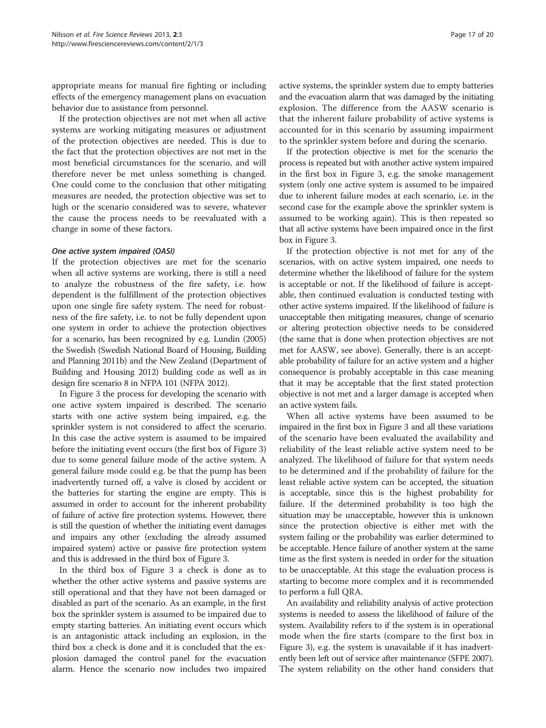appropriate means for manual fire fighting or including effects of the emergency management plans on evacuation behavior due to assistance from personnel.

If the protection objectives are not met when all active systems are working mitigating measures or adjustment of the protection objectives are needed. This is due to the fact that the protection objectives are not met in the most beneficial circumstances for the scenario, and will therefore never be met unless something is changed. One could come to the conclusion that other mitigating measures are needed, the protection objective was set to high or the scenario considered was to severe, whatever the cause the process needs to be reevaluated with a change in some of these factors.

#### *One active system impaired (OASI)*

If the protection objectives are met for the scenario when all active systems are working, there is still a need to analyze the robustness of the fire safety, i.e. how dependent is the fulfillment of the protection objectives upon one single fire safety system. The need for robustness of the fire safety, i.e. to not be fully dependent upon one system in order to achieve the protection objectives for a scenario, has been recognized by e.g. Lundin (2005) the Swedish (Swedish National Board of Housing, Building and Planning 2011b) and the New Zealand (Department of Building and Housing 2012) building code as well as in design fire scenario 8 in NFPA 101 (NFPA 2012).

In Figure 3 the process for developing the scenario with one active system impaired is described. The scenario starts with one active system being impaired, e.g. the sprinkler system is not considered to affect the scenario. In this case the active system is assumed to be impaired before the initiating event occurs (the first box of Figure 3) due to some general failure mode of the active system. A general failure mode could e.g. be that the pump has been inadvertently turned off, a valve is closed by accident or the batteries for starting the engine are empty. This is assumed in order to account for the inherent probability of failure of active fire protection systems. However, there is still the question of whether the initiating event damages and impairs any other (excluding the already assumed impaired system) active or passive fire protection system and this is addressed in the third box of Figure 3.

In the third box of Figure 3 a check is done as to whether the other active systems and passive systems are still operational and that they have not been damaged or disabled as part of the scenario. As an example, in the first box the sprinkler system is assumed to be impaired due to empty starting batteries. An initiating event occurs which is an antagonistic attack including an explosion, in the third box a check is done and it is concluded that the explosion damaged the control panel for the evacuation alarm. Hence the scenario now includes two impaired active systems, the sprinkler system due to empty batteries and the evacuation alarm that was damaged by the initiating explosion. The difference from the AASW scenario is that the inherent failure probability of active systems is accounted for in this scenario by assuming impairment to the sprinkler system before and during the scenario.

If the protection objective is met for the scenario the process is repeated but with another active system impaired in the first box in Figure 3, e.g. the smoke management system (only one active system is assumed to be impaired due to inherent failure modes at each scenario, i.e. in the second case for the example above the sprinkler system is assumed to be working again). This is then repeated so that all active systems have been impaired once in the first box in Figure 3.

If the protection objective is not met for any of the scenarios, with on active system impaired, one needs to determine whether the likelihood of failure for the system is acceptable or not. If the likelihood of failure is acceptable, then continued evaluation is conducted testing with other active systems impaired. If the likelihood of failure is unacceptable then mitigating measures, change of scenario or altering protection objective needs to be considered (the same that is done when protection objectives are not met for AASW, see above). Generally, there is an acceptable probability of failure for an active system and a higher consequence is probably acceptable in this case meaning that it may be acceptable that the first stated protection objective is not met and a larger damage is accepted when an active system fails.

When all active systems have been assumed to be impaired in the first box in Figure 3 and all these variations of the scenario have been evaluated the availability and reliability of the least reliable active system need to be analyzed. The likelihood of failure for that system needs to be determined and if the probability of failure for the least reliable active system can be accepted, the situation is acceptable, since this is the highest probability for failure. If the determined probability is too high the situation may be unacceptable, however this is unknown since the protection objective is either met with the system failing or the probability was earlier determined to be acceptable. Hence failure of another system at the same time as the first system is needed in order for the situation to be unacceptable. At this stage the evaluation process is starting to become more complex and it is recommended to perform a full QRA.

An availability and reliability analysis of active protection systems is needed to assess the likelihood of failure of the system. Availability refers to if the system is in operational mode when the fire starts (compare to the first box in Figure 3), e.g. the system is unavailable if it has inadvertently been left out of service after maintenance (SFPE 2007). The system reliability on the other hand considers that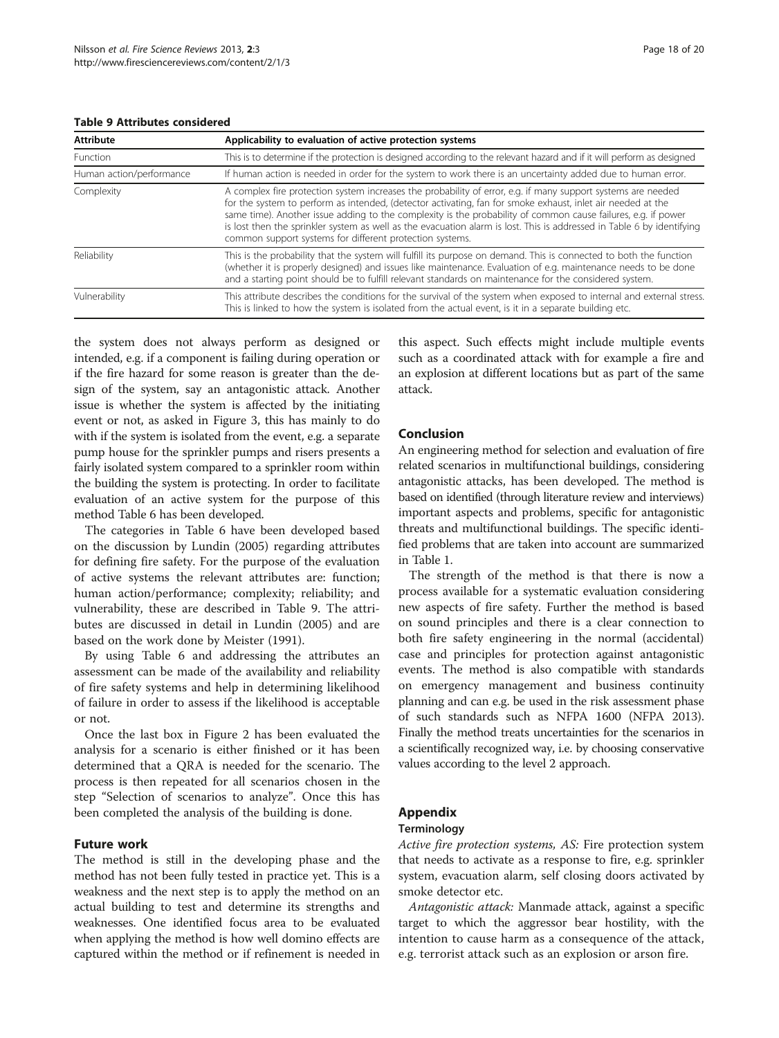**Table 9 Attributes considered**

| Attribute | Applicability to evaluation of active protection systems |
|---|---|
| Function | This is to determine if the protection is designed according to the relevant hazard and if it will perform as designed |
| Human action/performance | If human action is needed in order for the system to work there is an uncertainty added due to human error. |
| Complexity | A complex fire protection system increases the probability of error, e.g. if many support systems are needed for the system to perform as intended, (detector activating, fan for smoke exhaust, inlet air needed at the same time). Another issue adding to the complexity is the probability of common cause failures, e.g. if power is lost then the sprinkler system as well as the evacuation alarm is lost. This is addressed in Table 6 by identifying common support systems for different protection systems. |
| Reliability | This is the probability that the system will fulfill its purpose on demand. This is connected to both the function (whether it is properly designed) and issues like maintenance. Evaluation of e.g. maintenance needs to be done and a starting point should be to fulfill relevant standards on maintenance for the considered system. |
| Vulnerability | This attribute describes the conditions for the survival of the system when exposed to internal and external stress. This is linked to how the system is isolated from the actual event, is it in a separate building etc. |

the system does not always perform as designed or intended, e.g. if a component is failing during operation or if the fire hazard for some reason is greater than the design of the system, say an antagonistic attack. Another issue is whether the system is affected by the initiating event or not, as asked in Figure 3, this has mainly to do with if the system is isolated from the event, e.g. a separate pump house for the sprinkler pumps and risers presents a fairly isolated system compared to a sprinkler room within the building the system is protecting. In order to facilitate evaluation of an active system for the purpose of this method Table 6 has been developed.

The categories in Table 6 have been developed based on the discussion by Lundin (2005) regarding attributes for defining fire safety. For the purpose of the evaluation of active systems the relevant attributes are: function; human action/performance; complexity; reliability; and vulnerability, these are described in Table 9. The attributes are discussed in detail in Lundin (2005) and are based on the work done by Meister (1991).

By using Table 6 and addressing the attributes an assessment can be made of the availability and reliability of fire safety systems and help in determining likelihood of failure in order to assess if the likelihood is acceptable or not.

Once the last box in Figure 2 has been evaluated the analysis for a scenario is either finished or it has been determined that a QRA is needed for the scenario. The process is then repeated for all scenarios chosen in the step "Selection of scenarios to analyze". Once this has been completed the analysis of the building is done.

## Future work

The method is still in the developing phase and the method has not been fully tested in practice yet. This is a weakness and the next step is to apply the method on an actual building to test and determine its strengths and weaknesses. One identified focus area to be evaluated when applying the method is how well domino effects are captured within the method or if refinement is needed in this aspect. Such effects might include multiple events such as a coordinated attack with for example a fire and an explosion at different locations but as part of the same attack.

## Conclusion

An engineering method for selection and evaluation of fire related scenarios in multifunctional buildings, considering antagonistic attacks, has been developed. The method is based on identified (through literature review and interviews) important aspects and problems, specific for antagonistic threats and multifunctional buildings. The specific identified problems that are taken into account are summarized in Table 1.

The strength of the method is that there is now a process available for a systematic evaluation considering new aspects of fire safety. Further the method is based on sound principles and there is a clear connection to both fire safety engineering in the normal (accidental) case and principles for protection against antagonistic events. The method is also compatible with standards on emergency management and business continuity planning and can e.g. be used in the risk assessment phase of such standards such as NFPA 1600 (NFPA 2013). Finally the method treats uncertainties for the scenarios in a scientifically recognized way, i.e. by choosing conservative values according to the level 2 approach.

## Appendix

### Terminology

*Active fire protection systems, AS:* Fire protection system that needs to activate as a response to fire, e.g. sprinkler system, evacuation alarm, self closing doors activated by smoke detector etc.

*Antagonistic attack:* Manmade attack, against a specific target to which the aggressor bear hostility, with the intention to cause harm as a consequence of the attack, e.g. terrorist attack such as an explosion or arson fire.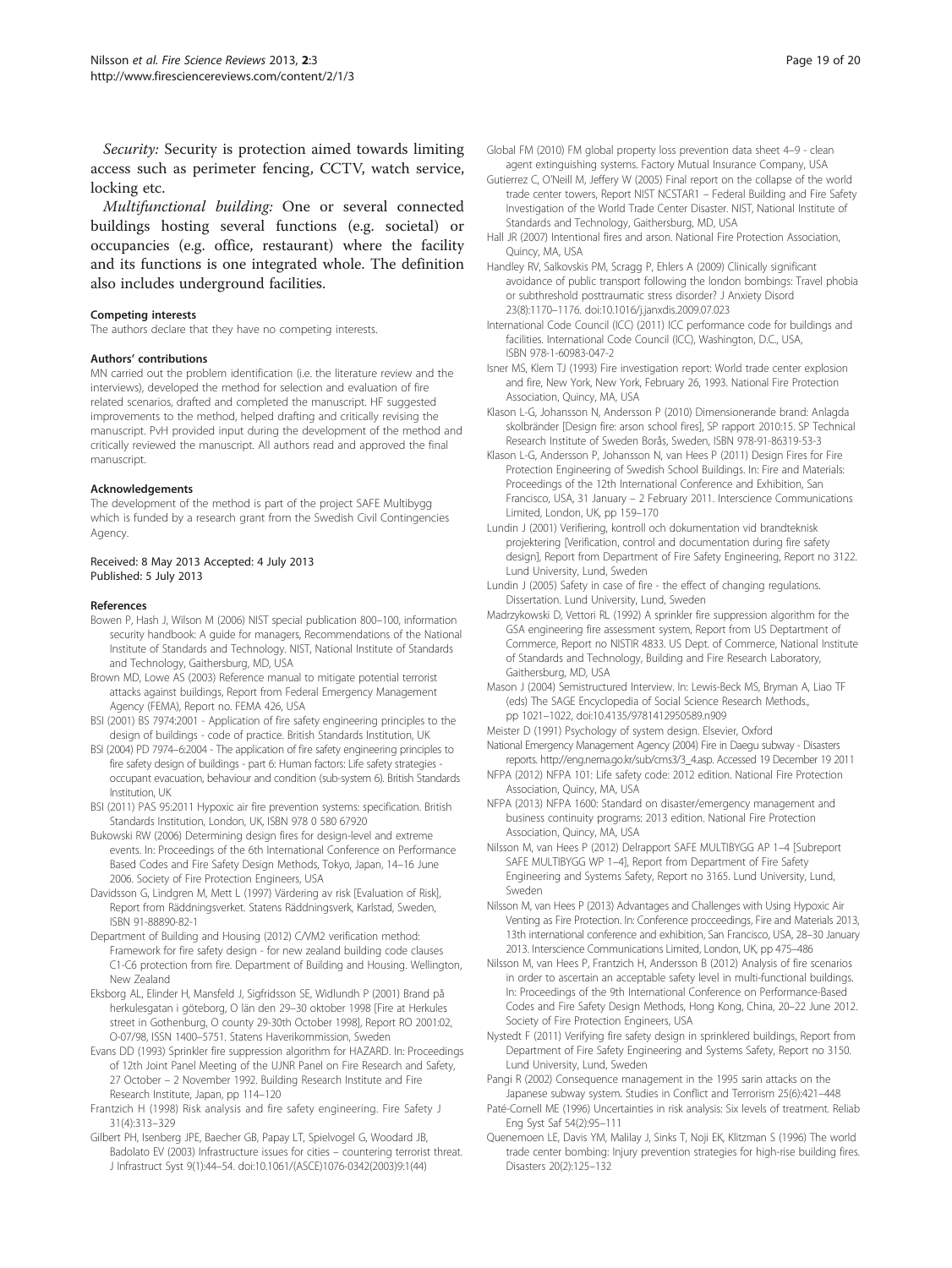*Security:* Security is protection aimed towards limiting access such as perimeter fencing, CCTV, watch service, locking etc.

*Multifunctional building:* One or several connected buildings hosting several functions (e.g. societal) or occupancies (e.g. office, restaurant) where the facility and its functions is one integrated whole. The definition also includes underground facilities.

#### Competing interests

The authors declare that they have no competing interests.

#### Authors' contributions

MN carried out the problem identification (i.e. the literature review and the interviews), developed the method for selection and evaluation of fire related scenarios, drafted and completed the manuscript. HF suggested improvements to the method, helped drafting and critically revising the manuscript. PvH provided input during the development of the method and critically reviewed the manuscript. All authors read and approved the final manuscript.

#### Acknowledgements

The development of the method is part of the project SAFE Multibygg which is funded by a research grant from the Swedish Civil Contingencies Agency.

Received: 8 May 2013 Accepted: 4 July 2013
Published: 5 July 2013

#### References

Bowen P, Hash J, Wilson M (2006) NIST special publication 800–100, information security handbook: A guide for managers, Recommendations of the National Institute of Standards and Technology. NIST, National Institute of Standards and Technology, Gaithersburg, MD, USA

Brown MD, Lowe AS (2003) Reference manual to mitigate potential terrorist attacks against buildings, Report from Federal Emergency Management Agency (FEMA), Report no. FEMA 426, USA

BSI (2001) BS 7974:2001 - Application of fire safety engineering principles to the design of buildings - code of practice. British Standards Institution, UK

BSI (2004) PD 7974–6:2004 - The application of fire safety engineering principles to fire safety design of buildings - part 6: Human factors: Life safety strategies - occupant evacuation, behaviour and condition (sub-system 6). British Standards Institution, UK

BSI (2011) PAS 95:2011 Hypoxic air fire prevention systems: specification. British Standards Institution, London, UK, ISBN 978 0 580 67920

Bukowski RW (2006) Determining design fires for design-level and extreme events. In: Proceedings of the 6th International Conference on Performance Based Codes and Fire Safety Design Methods, Tokyo, Japan, 14–16 June 2006. Society of Fire Protection Engineers, USA

Davidsson G, Lindgren M, Mett L (1997) Värdering av risk [Evaluation of Risk], Report from Räddningsverket. Statens Räddningsverk, Karlstad, Sweden, ISBN 91-88890-82-1

Department of Building and Housing (2012) C/VM2 verification method: Framework for fire safety design - for new zealand building code clauses C1-C6 protection from fire. Department of Building and Housing. Wellington, New Zealand

Eksborg AL, Elinder H, Mansfeld J, Sigfridsson SE, Widlundh P (2001) Brand på herkulesgatan i göteborg, O län den 29–30 oktober 1998 [Fire at Herkules street in Gothenburg, O county 29-30th October 1998], Report RO 2001:02, O-07/98, ISSN 1400–5751. Statens Haverikommission, Sweden

Evans DD (1993) Sprinkler fire suppression algorithm for HAZARD. In: Proceedings of 12th Joint Panel Meeting of the UJNR Panel on Fire Research and Safety, 27 October – 2 November 1992. Building Research Institute and Fire Research Institute, Japan, pp 114–120

Frantzich H (1998) Risk analysis and fire safety engineering. Fire Safety J 31(4):313–329

Gilbert PH, Isenberg JPE, Baecher GB, Papay LT, Spielvogel G, Woodard JB, Badolato EV (2003) Infrastructure issues for cities – countering terrorist threat. J Infrastruct Syst 9(1):44–54. doi:10.1061/(ASCE)1076-0342(2003)9:1(44)

Global FM (2010) FM global property loss prevention data sheet 4–9 - clean agent extinguishing systems. Factory Mutual Insurance Company, USA

Gutierrez C, O'Neill M, Jeffery W (2005) Final report on the collapse of the world trade center towers, Report NIST NCSTAR1 – Federal Building and Fire Safety Investigation of the World Trade Center Disaster. NIST, National Institute of Standards and Technology, Gaithersburg, MD, USA

Hall JR (2007) Intentional fires and arson. National Fire Protection Association, Quincy, MA, USA

Handley RV, Salkovskis PM, Scragg P, Ehlers A (2009) Clinically significant avoidance of public transport following the london bombings: Travel phobia or subthreshold posttraumatic stress disorder? J Anxiety Disord 23(8):1170–1176. doi:10.1016/j.janxdis.2009.07.023

International Code Council (ICC) (2011) ICC performance code for buildings and facilities. International Code Council (ICC), Washington, D.C., USA, ISBN 978-1-60983-047-2

Isner MS, Klem TJ (1993) Fire investigation report: World trade center explosion and fire, New York, New York, February 26, 1993. National Fire Protection Association, Quincy, MA, USA

Klason L-G, Johansson N, Andersson P (2010) Dimensionerande brand: Anlagda skolbränder [Design fire: arson school fires], SP rapport 2010:15. SP Technical Research Institute of Sweden Borås, Sweden, ISBN 978-91-86319-53-3

Klason L-G, Andersson P, Johansson N, van Hees P (2011) Design Fires for Fire Protection Engineering of Swedish School Buildings. In: Fire and Materials: Proceedings of the 12th International Conference and Exhibition, San Francisco, USA, 31 January – 2 February 2011. Interscience Communications Limited, London, UK, pp 159–170

Lundin J (2001) Verifiering, kontroll och dokumentation vid brandteknisk projektering [Verification, control and documentation during fire safety design], Report from Department of Fire Safety Engineering, Report no 3122. Lund University, Lund, Sweden

Lundin J (2005) Safety in case of fire - the effect of changing regulations. Dissertation. Lund University, Lund, Sweden

Madrzykowski D, Vettori RL (1992) A sprinkler fire suppression algorithm for the GSA engineering fire assessment system, Report from US Deptartment of Commerce, Report no NISTIR 4833. US Dept. of Commerce, National Institute of Standards and Technology, Building and Fire Research Laboratory, Gaithersburg, MD, USA

Mason J (2004) Semistructured Interview. In: Lewis-Beck MS, Bryman A, Liao TF (eds) The SAGE Encyclopedia of Social Science Research Methods., pp 1021–1022, doi:10.4135/9781412950589.n909

Meister D (1991) Psychology of system design. Elsevier, Oxford

National Emergency Management Agency (2004) Fire in Daegu subway - Disasters reports. http://eng.nema.go.kr/sub/cms3/3_4.asp. Accessed 19 December 19 2011

NFPA (2012) NFPA 101: Life safety code: 2012 edition. National Fire Protection Association, Quincy, MA, USA

NFPA (2013) NFPA 1600: Standard on disaster/emergency management and business continuity programs: 2013 edition. National Fire Protection Association, Quincy, MA, USA

Nilsson M, van Hees P (2012) Delrapport SAFE MULTIBYGG AP 1–4 [Subreport SAFE MULTIBYGG WP 1–4], Report from Department of Fire Safety Engineering and Systems Safety, Report no 3165. Lund University, Lund, Sweden

Nilsson M, van Hees P (2013) Advantages and Challenges with Using Hypoxic Air Venting as Fire Protection. In: Conference procceedings, Fire and Materials 2013, 13th international conference and exhibition, San Francisco, USA, 28–30 January 2013. Interscience Communications Limited, London, UK, pp 475–486

Nilsson M, van Hees P, Frantzich H, Andersson B (2012) Analysis of fire scenarios in order to ascertain an acceptable safety level in multi-functional buildings. In: Proceedings of the 9th International Conference on Performance-Based Codes and Fire Safety Design Methods, Hong Kong, China, 20–22 June 2012. Society of Fire Protection Engineers, USA

Nystedt F (2011) Verifying fire safety design in sprinklered buildings, Report from Department of Fire Safety Engineering and Systems Safety, Report no 3150. Lund University, Lund, Sweden

Pangi R (2002) Consequence management in the 1995 sarin attacks on the Japanese subway system. Studies in Conflict and Terrorism 25(6):421–448

Paté-Cornell ME (1996) Uncertainties in risk analysis: Six levels of treatment. Reliab Eng Syst Saf 54(2):95–111

Quenemoen LE, Davis YM, Malilay J, Sinks T, Noji EK, Klitzman S (1996) The world trade center bombing: Injury prevention strategies for high-rise building fires. Disasters 20(2):125–132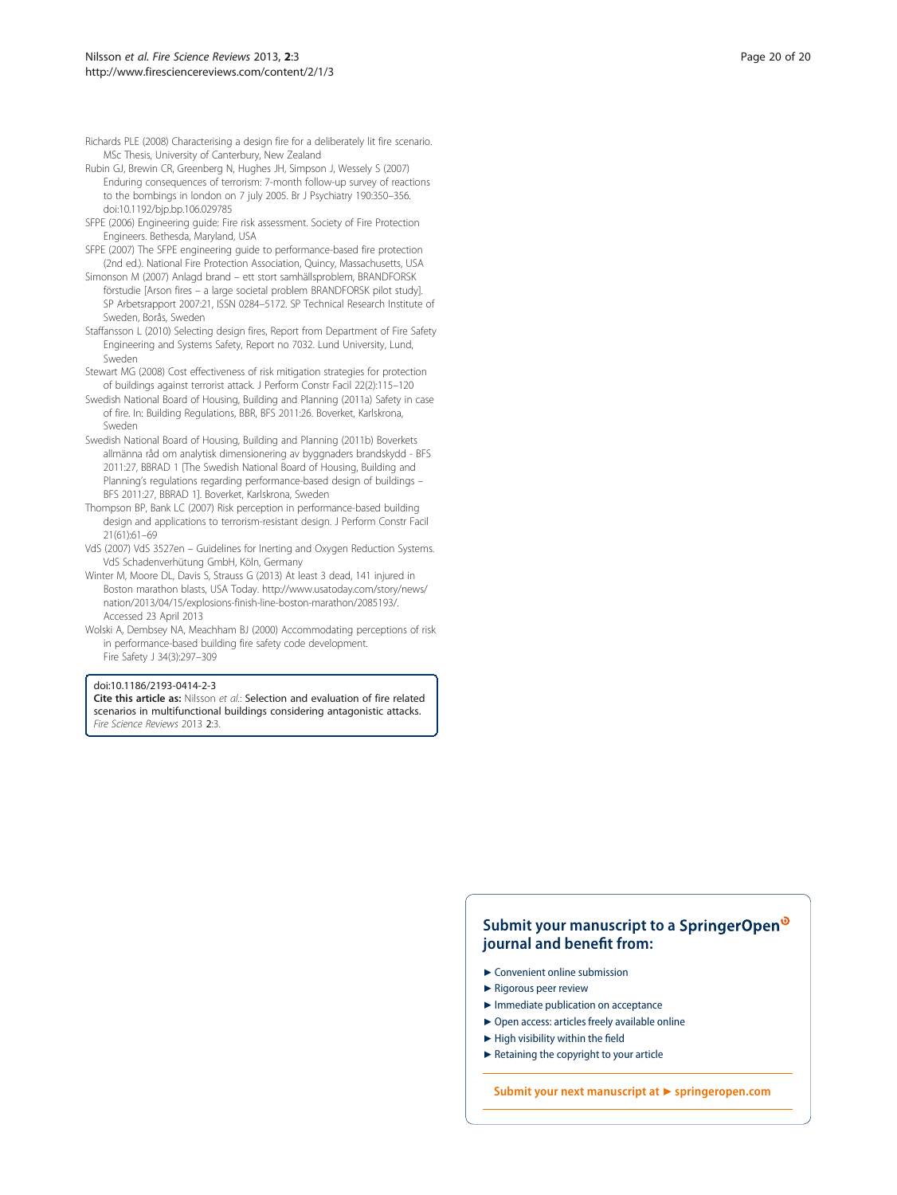Richards PLE (2008) Characterising a design fire for a deliberately lit fire scenario. MSc Thesis, University of Canterbury, New Zealand

Rubin GJ, Brewin CR, Greenberg N, Hughes JH, Simpson J, Wessely S (2007) Enduring consequences of terrorism: 7-month follow-up survey of reactions to the bombings in london on 7 july 2005. Br J Psychiatry 190:350–356. doi:10.1192/bjp.bp.106.029785

SFPE (2006) Engineering guide: Fire risk assessment. Society of Fire Protection Engineers. Bethesda, Maryland, USA

SFPE (2007) The SFPE engineering guide to performance-based fire protection (2nd ed.). National Fire Protection Association, Quincy, Massachusetts, USA

Simonson M (2007) Anlagd brand – ett stort samhällsproblem, BRANDFORSK förstudie [Arson fires – a large societal problem BRANDFORSK pilot study]. SP Arbetsrapport 2007:21, ISSN 0284–5172. SP Technical Research Institute of Sweden, Borås, Sweden

Staffansson L (2010) Selecting design fires, Report from Department of Fire Safety Engineering and Systems Safety, Report no 7032. Lund University, Lund, Sweden

Stewart MG (2008) Cost effectiveness of risk mitigation strategies for protection of buildings against terrorist attack. J Perform Constr Facil 22(2):115–120

Swedish National Board of Housing, Building and Planning (2011a) Safety in case of fire. In: Building Regulations, BBR, BFS 2011:26. Boverket, Karlskrona, Sweden

Swedish National Board of Housing, Building and Planning (2011b) Boverkets allmänna råd om analytisk dimensionering av byggnaders brandskydd - BFS 2011:27, BBRAD 1 [The Swedish National Board of Housing, Building and Planning's regulations regarding performance-based design of buildings – BFS 2011:27, BBRAD 1]. Boverket, Karlskrona, Sweden

Thompson BP, Bank LC (2007) Risk perception in performance-based building design and applications to terrorism-resistant design. J Perform Constr Facil 21(61):61–69

VdS (2007) VdS 3527en – Guidelines for Inerting and Oxygen Reduction Systems. VdS Schadenverhütung GmbH, Köln, Germany

Winter M, Moore DL, Davis S, Strauss G (2013) At least 3 dead, 141 injured in Boston marathon blasts, USA Today. http://www.usatoday.com/story/news/nation/2013/04/15/explosions-finish-line-boston-marathon/2085193/. Accessed 23 April 2013

Wolski A, Dembsey NA, Meachham BJ (2000) Accommodating perceptions of risk in performance-based building fire safety code development. Fire Safety J 34(3):297–309

doi:10.1186/2193-0414-2-3

**Cite this article as:** Nilsson *et al.*: Selection and evaluation of fire related scenarios in multifunctional buildings considering antagonistic attacks. *Fire Science Reviews* 2013 **2**:3.

**Submit your manuscript to a SpringerOpen journal and benefit from:**

- ► Convenient online submission
- ► Rigorous peer review
- ► Immediate publication on acceptance
- ► Open access: articles freely available online
- ► High visibility within the field
- ► Retaining the copyright to your article

**Submit your next manuscript at ► springeropen.com**